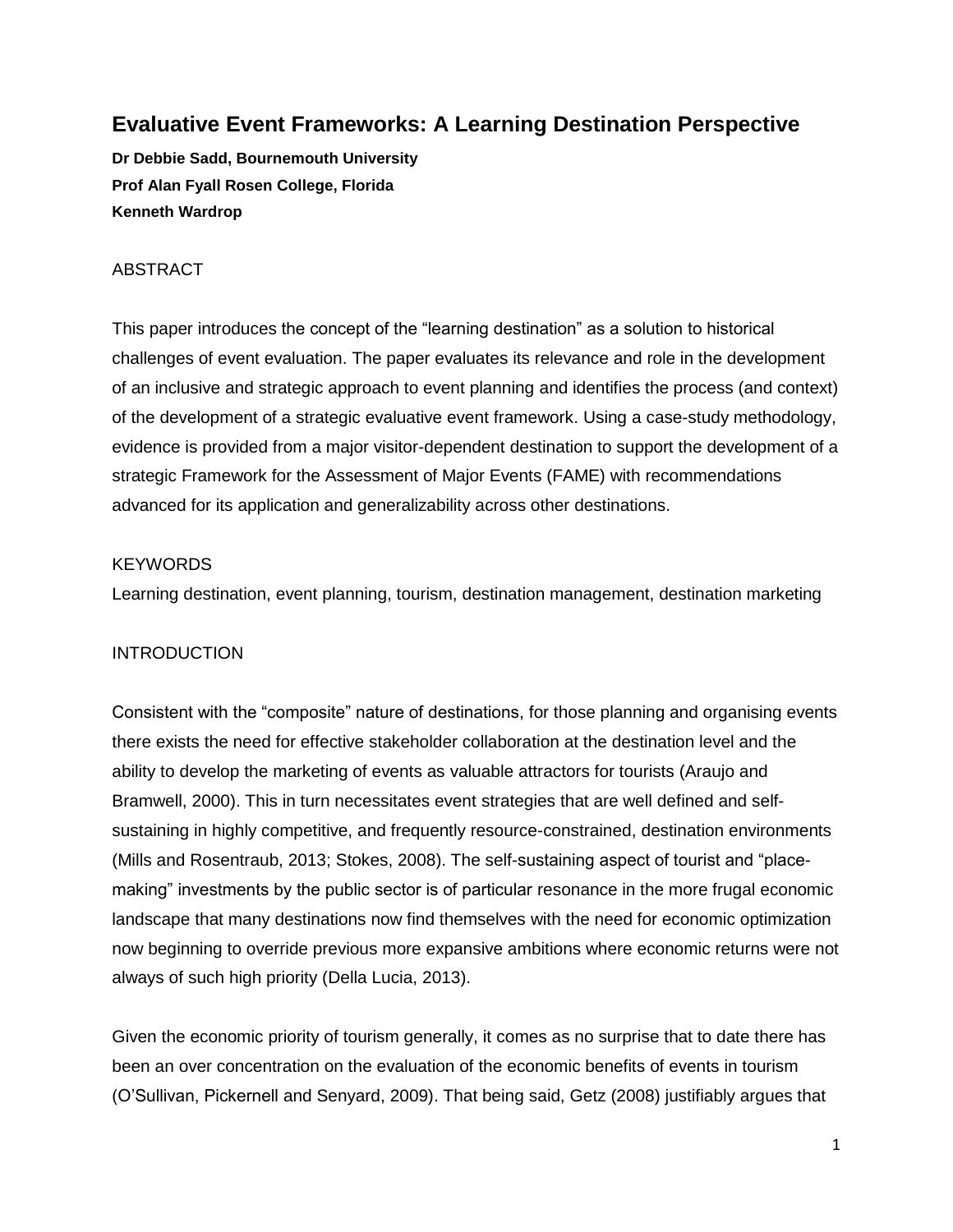# Evaluative Event Frameworks: A Learning Destination Perspective

**Dr Debbie Sadd, Bournemouth University**
**Prof Alan Fyall Rosen College, Florida**
**Kenneth Wardrop**

## ABSTRACT

This paper introduces the concept of the "learning destination" as a solution to historical challenges of event evaluation. The paper evaluates its relevance and role in the development of an inclusive and strategic approach to event planning and identifies the process (and context) of the development of a strategic evaluative event framework. Using a case-study methodology, evidence is provided from a major visitor-dependent destination to support the development of a strategic Framework for the Assessment of Major Events (FAME) with recommendations advanced for its application and generalizability across other destinations.

## KEYWORDS

Learning destination, event planning, tourism, destination management, destination marketing

## INTRODUCTION

Consistent with the "composite" nature of destinations, for those planning and organising events there exists the need for effective stakeholder collaboration at the destination level and the ability to develop the marketing of events as valuable attractors for tourists (Araujo and Bramwell, 2000). This in turn necessitates event strategies that are well defined and self-sustaining in highly competitive, and frequently resource-constrained, destination environments (Mills and Rosentraub, 2013; Stokes, 2008). The self-sustaining aspect of tourist and "place-making" investments by the public sector is of particular resonance in the more frugal economic landscape that many destinations now find themselves with the need for economic optimization now beginning to override previous more expansive ambitions where economic returns were not always of such high priority (Della Lucia, 2013).

Given the economic priority of tourism generally, it comes as no surprise that to date there has been an over concentration on the evaluation of the economic benefits of events in tourism (O'Sullivan, Pickernell and Senyard, 2009). That being said, Getz (2008) justifiably argues that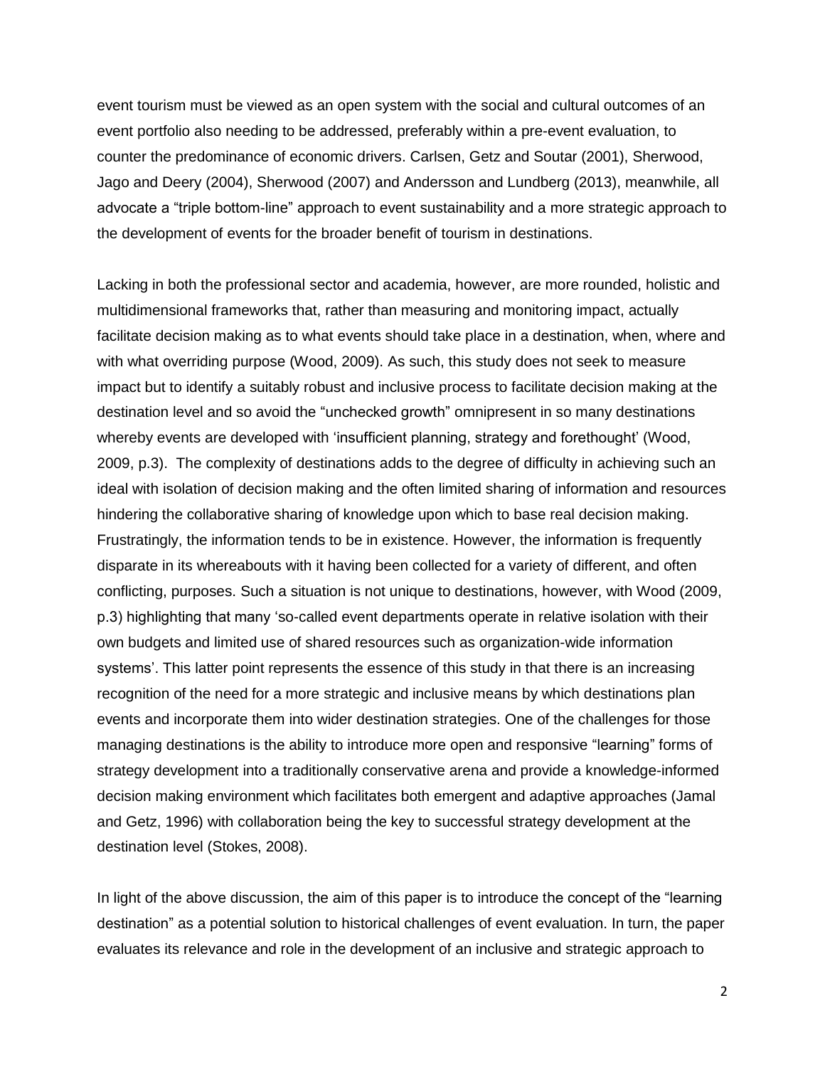event tourism must be viewed as an open system with the social and cultural outcomes of an event portfolio also needing to be addressed, preferably within a pre-event evaluation, to counter the predominance of economic drivers. Carlsen, Getz and Soutar (2001), Sherwood, Jago and Deery (2004), Sherwood (2007) and Andersson and Lundberg (2013), meanwhile, all advocate a "triple bottom-line" approach to event sustainability and a more strategic approach to the development of events for the broader benefit of tourism in destinations.

Lacking in both the professional sector and academia, however, are more rounded, holistic and multidimensional frameworks that, rather than measuring and monitoring impact, actually facilitate decision making as to what events should take place in a destination, when, where and with what overriding purpose (Wood, 2009). As such, this study does not seek to measure impact but to identify a suitably robust and inclusive process to facilitate decision making at the destination level and so avoid the "unchecked growth" omnipresent in so many destinations whereby events are developed with 'insufficient planning, strategy and forethought' (Wood, 2009, p.3). The complexity of destinations adds to the degree of difficulty in achieving such an ideal with isolation of decision making and the often limited sharing of information and resources hindering the collaborative sharing of knowledge upon which to base real decision making. Frustratingly, the information tends to be in existence. However, the information is frequently disparate in its whereabouts with it having been collected for a variety of different, and often conflicting, purposes. Such a situation is not unique to destinations, however, with Wood (2009, p.3) highlighting that many 'so-called event departments operate in relative isolation with their own budgets and limited use of shared resources such as organization-wide information systems'. This latter point represents the essence of this study in that there is an increasing recognition of the need for a more strategic and inclusive means by which destinations plan events and incorporate them into wider destination strategies. One of the challenges for those managing destinations is the ability to introduce more open and responsive "learning" forms of strategy development into a traditionally conservative arena and provide a knowledge-informed decision making environment which facilitates both emergent and adaptive approaches (Jamal and Getz, 1996) with collaboration being the key to successful strategy development at the destination level (Stokes, 2008).

In light of the above discussion, the aim of this paper is to introduce the concept of the "learning destination" as a potential solution to historical challenges of event evaluation. In turn, the paper evaluates its relevance and role in the development of an inclusive and strategic approach to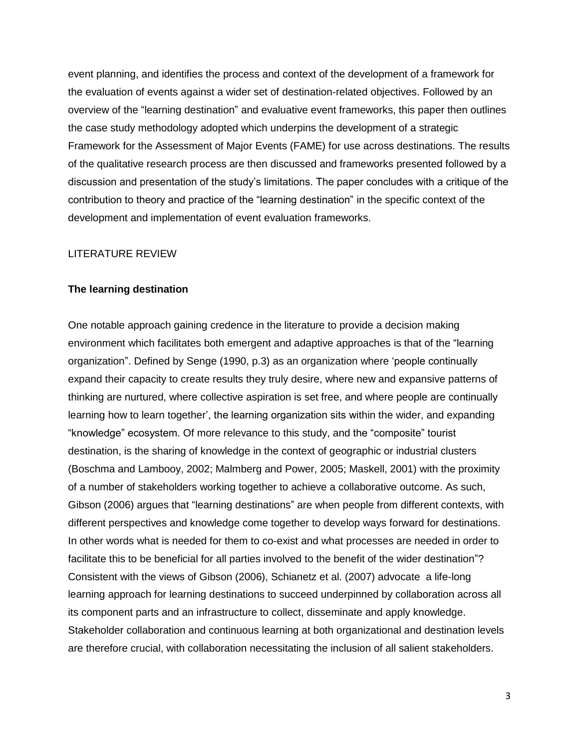event planning, and identifies the process and context of the development of a framework for the evaluation of events against a wider set of destination-related objectives. Followed by an overview of the "learning destination" and evaluative event frameworks, this paper then outlines the case study methodology adopted which underpins the development of a strategic Framework for the Assessment of Major Events (FAME) for use across destinations. The results of the qualitative research process are then discussed and frameworks presented followed by a discussion and presentation of the study's limitations. The paper concludes with a critique of the contribution to theory and practice of the "learning destination" in the specific context of the development and implementation of event evaluation frameworks.

## LITERATURE REVIEW

### The learning destination

One notable approach gaining credence in the literature to provide a decision making environment which facilitates both emergent and adaptive approaches is that of the "learning organization". Defined by Senge (1990, p.3) as an organization where 'people continually expand their capacity to create results they truly desire, where new and expansive patterns of thinking are nurtured, where collective aspiration is set free, and where people are continually learning how to learn together', the learning organization sits within the wider, and expanding "knowledge" ecosystem. Of more relevance to this study, and the "composite" tourist destination, is the sharing of knowledge in the context of geographic or industrial clusters (Boschma and Lambooy, 2002; Malmberg and Power, 2005; Maskell, 2001) with the proximity of a number of stakeholders working together to achieve a collaborative outcome. As such, Gibson (2006) argues that "learning destinations" are when people from different contexts, with different perspectives and knowledge come together to develop ways forward for destinations. In other words what is needed for them to co-exist and what processes are needed in order to facilitate this to be beneficial for all parties involved to the benefit of the wider destination"? Consistent with the views of Gibson (2006), Schianetz et al. (2007) advocate a life-long learning approach for learning destinations to succeed underpinned by collaboration across all its component parts and an infrastructure to collect, disseminate and apply knowledge. Stakeholder collaboration and continuous learning at both organizational and destination levels are therefore crucial, with collaboration necessitating the inclusion of all salient stakeholders.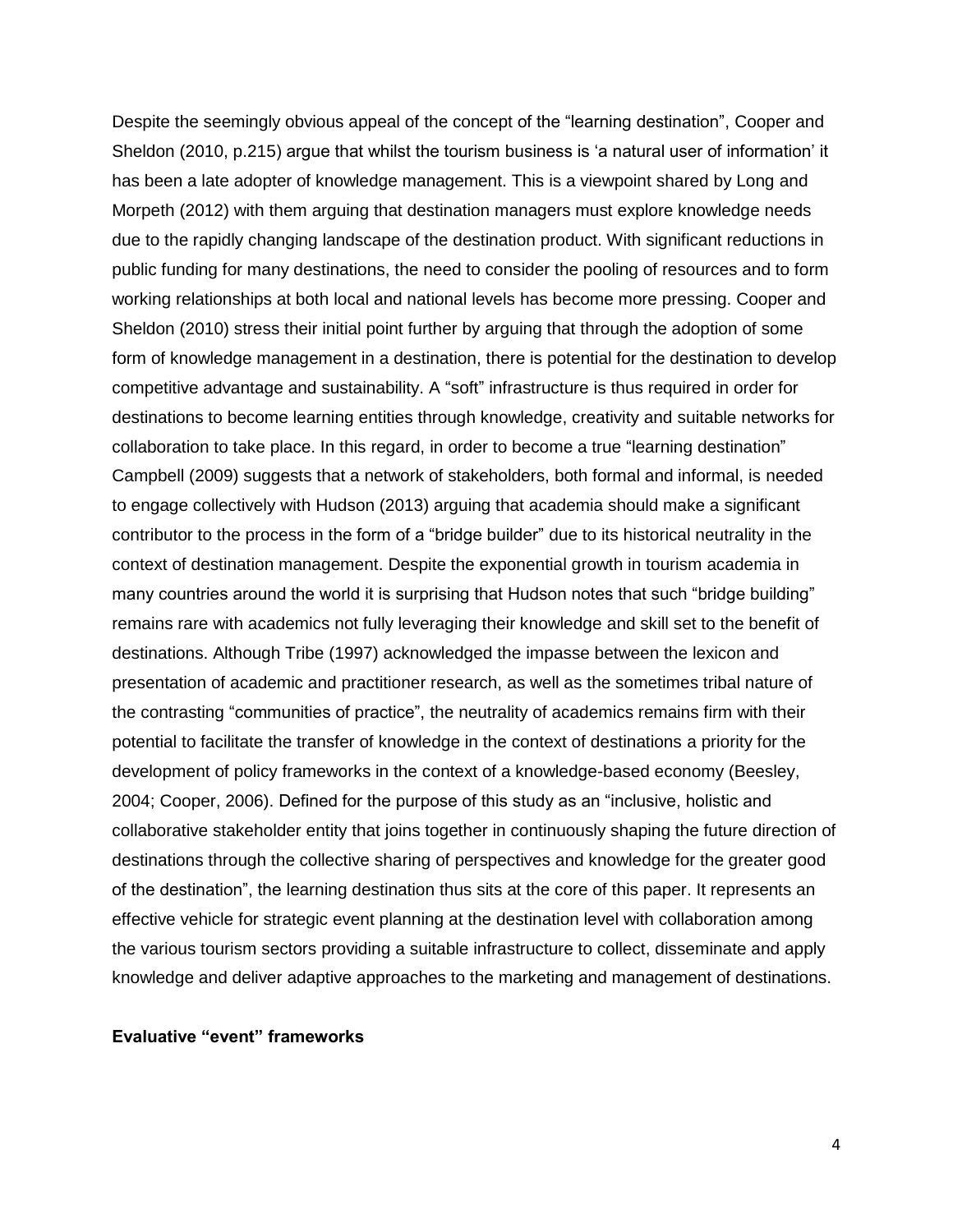Despite the seemingly obvious appeal of the concept of the "learning destination", Cooper and Sheldon (2010, p.215) argue that whilst the tourism business is 'a natural user of information' it has been a late adopter of knowledge management. This is a viewpoint shared by Long and Morpeth (2012) with them arguing that destination managers must explore knowledge needs due to the rapidly changing landscape of the destination product. With significant reductions in public funding for many destinations, the need to consider the pooling of resources and to form working relationships at both local and national levels has become more pressing. Cooper and Sheldon (2010) stress their initial point further by arguing that through the adoption of some form of knowledge management in a destination, there is potential for the destination to develop competitive advantage and sustainability. A "soft" infrastructure is thus required in order for destinations to become learning entities through knowledge, creativity and suitable networks for collaboration to take place. In this regard, in order to become a true "learning destination" Campbell (2009) suggests that a network of stakeholders, both formal and informal, is needed to engage collectively with Hudson (2013) arguing that academia should make a significant contributor to the process in the form of a "bridge builder" due to its historical neutrality in the context of destination management. Despite the exponential growth in tourism academia in many countries around the world it is surprising that Hudson notes that such "bridge building" remains rare with academics not fully leveraging their knowledge and skill set to the benefit of destinations. Although Tribe (1997) acknowledged the impasse between the lexicon and presentation of academic and practitioner research, as well as the sometimes tribal nature of the contrasting "communities of practice", the neutrality of academics remains firm with their potential to facilitate the transfer of knowledge in the context of destinations a priority for the development of policy frameworks in the context of a knowledge-based economy (Beesley, 2004; Cooper, 2006). Defined for the purpose of this study as an "inclusive, holistic and collaborative stakeholder entity that joins together in continuously shaping the future direction of destinations through the collective sharing of perspectives and knowledge for the greater good of the destination", the learning destination thus sits at the core of this paper. It represents an effective vehicle for strategic event planning at the destination level with collaboration among the various tourism sectors providing a suitable infrastructure to collect, disseminate and apply knowledge and deliver adaptive approaches to the marketing and management of destinations.

**Evaluative "event" frameworks**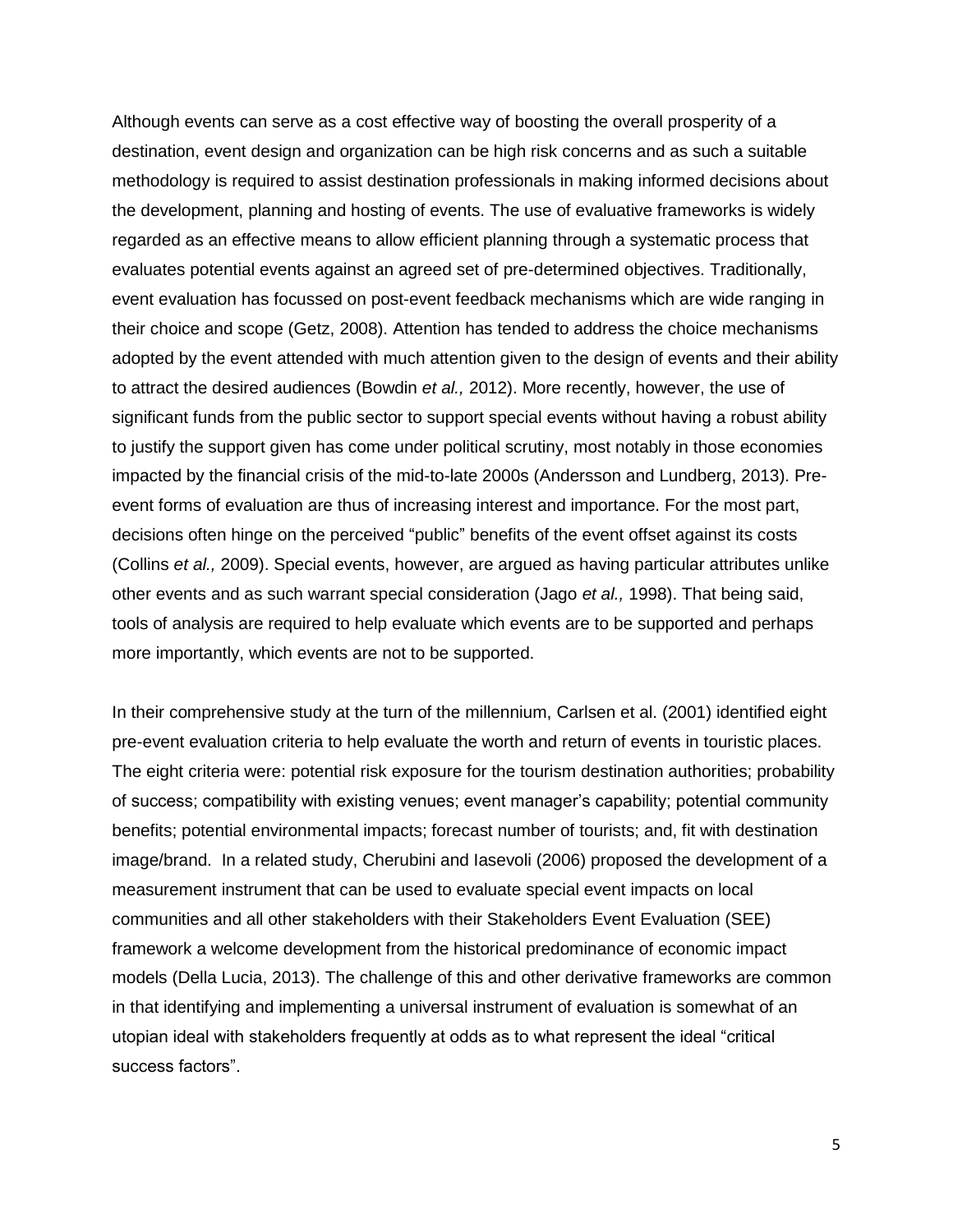Although events can serve as a cost effective way of boosting the overall prosperity of a destination, event design and organization can be high risk concerns and as such a suitable methodology is required to assist destination professionals in making informed decisions about the development, planning and hosting of events. The use of evaluative frameworks is widely regarded as an effective means to allow efficient planning through a systematic process that evaluates potential events against an agreed set of pre-determined objectives. Traditionally, event evaluation has focussed on post-event feedback mechanisms which are wide ranging in their choice and scope (Getz, 2008). Attention has tended to address the choice mechanisms adopted by the event attended with much attention given to the design of events and their ability to attract the desired audiences (Bowdin *et al.,* 2012). More recently, however, the use of significant funds from the public sector to support special events without having a robust ability to justify the support given has come under political scrutiny, most notably in those economies impacted by the financial crisis of the mid-to-late 2000s (Andersson and Lundberg, 2013). Pre-event forms of evaluation are thus of increasing interest and importance. For the most part, decisions often hinge on the perceived "public" benefits of the event offset against its costs (Collins *et al.,* 2009). Special events, however, are argued as having particular attributes unlike other events and as such warrant special consideration (Jago *et al.,* 1998). That being said, tools of analysis are required to help evaluate which events are to be supported and perhaps more importantly, which events are not to be supported.

In their comprehensive study at the turn of the millennium, Carlsen et al. (2001) identified eight pre-event evaluation criteria to help evaluate the worth and return of events in touristic places. The eight criteria were: potential risk exposure for the tourism destination authorities; probability of success; compatibility with existing venues; event manager's capability; potential community benefits; potential environmental impacts; forecast number of tourists; and, fit with destination image/brand. In a related study, Cherubini and Iasevoli (2006) proposed the development of a measurement instrument that can be used to evaluate special event impacts on local communities and all other stakeholders with their Stakeholders Event Evaluation (SEE) framework a welcome development from the historical predominance of economic impact models (Della Lucia, 2013). The challenge of this and other derivative frameworks are common in that identifying and implementing a universal instrument of evaluation is somewhat of an utopian ideal with stakeholders frequently at odds as to what represent the ideal "critical success factors".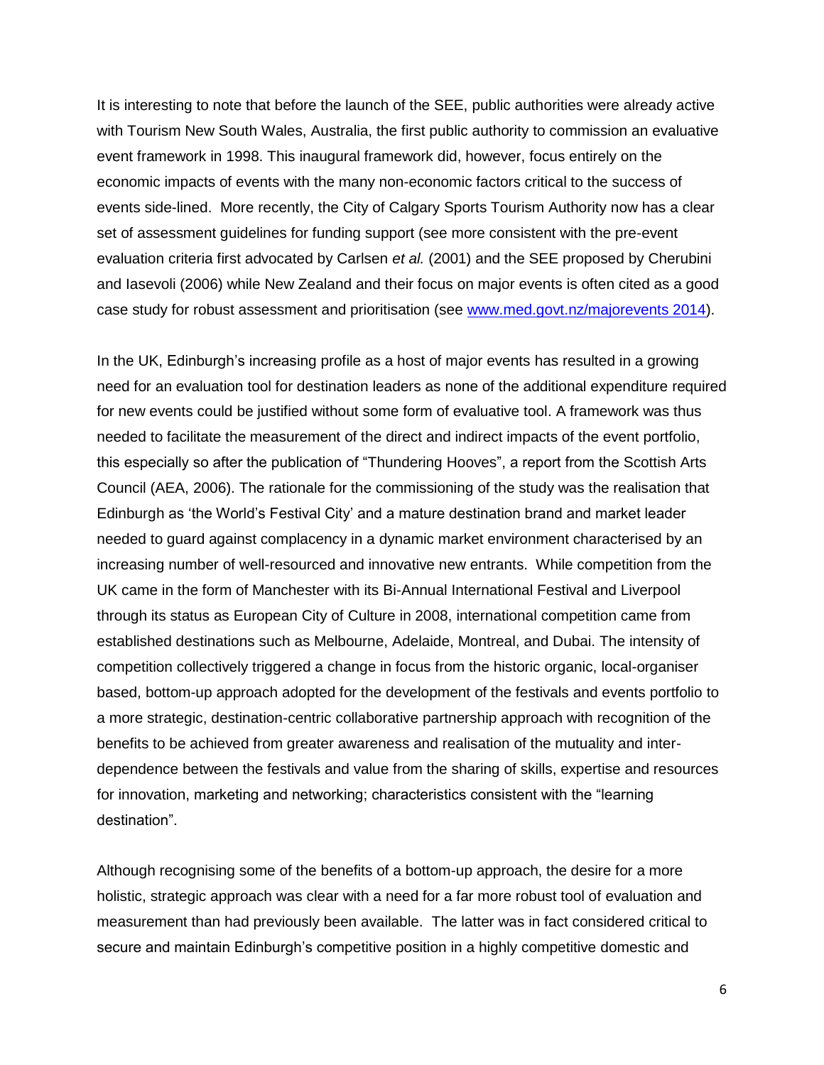It is interesting to note that before the launch of the SEE, public authorities were already active with Tourism New South Wales, Australia, the first public authority to commission an evaluative event framework in 1998. This inaugural framework did, however, focus entirely on the economic impacts of events with the many non-economic factors critical to the success of events side-lined. More recently, the City of Calgary Sports Tourism Authority now has a clear set of assessment guidelines for funding support (see more consistent with the pre-event evaluation criteria first advocated by Carlsen *et al.* (2001) and the SEE proposed by Cherubini and Iasevoli (2006) while New Zealand and their focus on major events is often cited as a good case study for robust assessment and prioritisation (see [www.med.govt.nz/majorevents 2014](www.med.govt.nz/majorevents)).

In the UK, Edinburgh's increasing profile as a host of major events has resulted in a growing need for an evaluation tool for destination leaders as none of the additional expenditure required for new events could be justified without some form of evaluative tool. A framework was thus needed to facilitate the measurement of the direct and indirect impacts of the event portfolio, this especially so after the publication of "Thundering Hooves", a report from the Scottish Arts Council (AEA, 2006). The rationale for the commissioning of the study was the realisation that Edinburgh as 'the World's Festival City' and a mature destination brand and market leader needed to guard against complacency in a dynamic market environment characterised by an increasing number of well-resourced and innovative new entrants. While competition from the UK came in the form of Manchester with its Bi-Annual International Festival and Liverpool through its status as European City of Culture in 2008, international competition came from established destinations such as Melbourne, Adelaide, Montreal, and Dubai. The intensity of competition collectively triggered a change in focus from the historic organic, local-organiser based, bottom-up approach adopted for the development of the festivals and events portfolio to a more strategic, destination-centric collaborative partnership approach with recognition of the benefits to be achieved from greater awareness and realisation of the mutuality and inter-dependence between the festivals and value from the sharing of skills, expertise and resources for innovation, marketing and networking; characteristics consistent with the "learning destination".

Although recognising some of the benefits of a bottom-up approach, the desire for a more holistic, strategic approach was clear with a need for a far more robust tool of evaluation and measurement than had previously been available. The latter was in fact considered critical to secure and maintain Edinburgh's competitive position in a highly competitive domestic and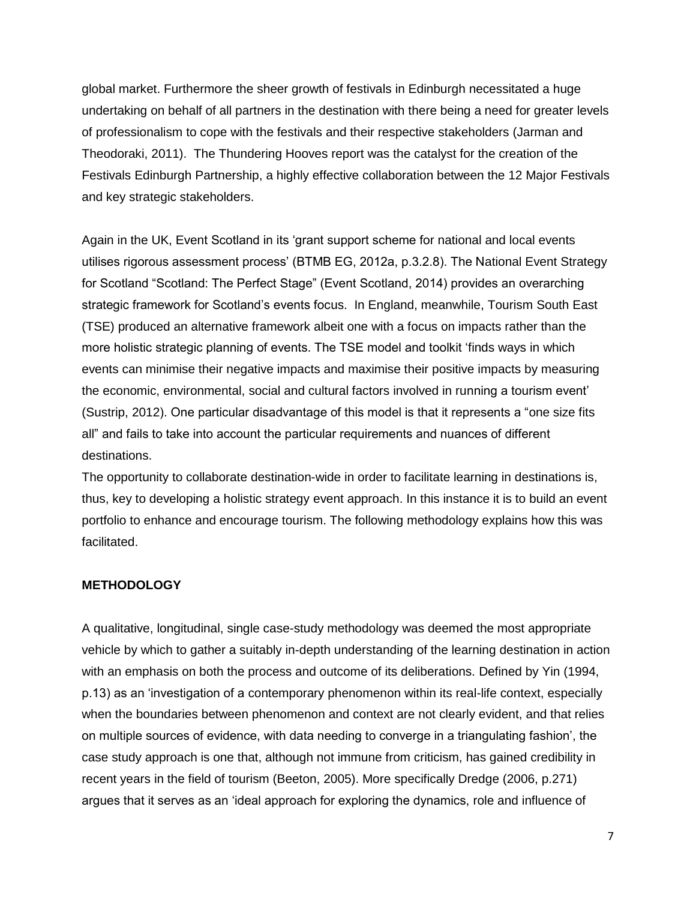global market. Furthermore the sheer growth of festivals in Edinburgh necessitated a huge undertaking on behalf of all partners in the destination with there being a need for greater levels of professionalism to cope with the festivals and their respective stakeholders (Jarman and Theodoraki, 2011). The Thundering Hooves report was the catalyst for the creation of the Festivals Edinburgh Partnership, a highly effective collaboration between the 12 Major Festivals and key strategic stakeholders.

Again in the UK, Event Scotland in its 'grant support scheme for national and local events utilises rigorous assessment process' (BTMB EG, 2012a, p.3.2.8). The National Event Strategy for Scotland "Scotland: The Perfect Stage" (Event Scotland, 2014) provides an overarching strategic framework for Scotland's events focus. In England, meanwhile, Tourism South East (TSE) produced an alternative framework albeit one with a focus on impacts rather than the more holistic strategic planning of events. The TSE model and toolkit 'finds ways in which events can minimise their negative impacts and maximise their positive impacts by measuring the economic, environmental, social and cultural factors involved in running a tourism event' (Sustrip, 2012). One particular disadvantage of this model is that it represents a "one size fits all" and fails to take into account the particular requirements and nuances of different destinations.

The opportunity to collaborate destination-wide in order to facilitate learning in destinations is, thus, key to developing a holistic strategy event approach. In this instance it is to build an event portfolio to enhance and encourage tourism. The following methodology explains how this was facilitated.

## METHODOLOGY

A qualitative, longitudinal, single case-study methodology was deemed the most appropriate vehicle by which to gather a suitably in-depth understanding of the learning destination in action with an emphasis on both the process and outcome of its deliberations. Defined by Yin (1994, p.13) as an 'investigation of a contemporary phenomenon within its real-life context, especially when the boundaries between phenomenon and context are not clearly evident, and that relies on multiple sources of evidence, with data needing to converge in a triangulating fashion', the case study approach is one that, although not immune from criticism, has gained credibility in recent years in the field of tourism (Beeton, 2005). More specifically Dredge (2006, p.271) argues that it serves as an 'ideal approach for exploring the dynamics, role and influence of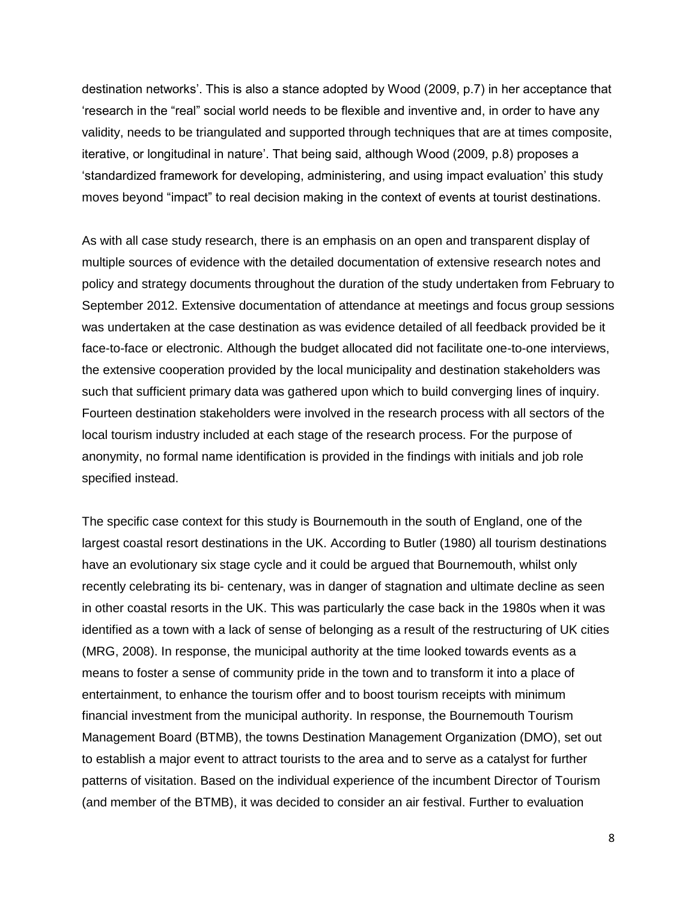destination networks'. This is also a stance adopted by Wood (2009, p.7) in her acceptance that 'research in the "real" social world needs to be flexible and inventive and, in order to have any validity, needs to be triangulated and supported through techniques that are at times composite, iterative, or longitudinal in nature'. That being said, although Wood (2009, p.8) proposes a 'standardized framework for developing, administering, and using impact evaluation' this study moves beyond "impact" to real decision making in the context of events at tourist destinations.

As with all case study research, there is an emphasis on an open and transparent display of multiple sources of evidence with the detailed documentation of extensive research notes and policy and strategy documents throughout the duration of the study undertaken from February to September 2012. Extensive documentation of attendance at meetings and focus group sessions was undertaken at the case destination as was evidence detailed of all feedback provided be it face-to-face or electronic. Although the budget allocated did not facilitate one-to-one interviews, the extensive cooperation provided by the local municipality and destination stakeholders was such that sufficient primary data was gathered upon which to build converging lines of inquiry. Fourteen destination stakeholders were involved in the research process with all sectors of the local tourism industry included at each stage of the research process. For the purpose of anonymity, no formal name identification is provided in the findings with initials and job role specified instead.

The specific case context for this study is Bournemouth in the south of England, one of the largest coastal resort destinations in the UK. According to Butler (1980) all tourism destinations have an evolutionary six stage cycle and it could be argued that Bournemouth, whilst only recently celebrating its bi- centenary, was in danger of stagnation and ultimate decline as seen in other coastal resorts in the UK. This was particularly the case back in the 1980s when it was identified as a town with a lack of sense of belonging as a result of the restructuring of UK cities (MRG, 2008). In response, the municipal authority at the time looked towards events as a means to foster a sense of community pride in the town and to transform it into a place of entertainment, to enhance the tourism offer and to boost tourism receipts with minimum financial investment from the municipal authority. In response, the Bournemouth Tourism Management Board (BTMB), the towns Destination Management Organization (DMO), set out to establish a major event to attract tourists to the area and to serve as a catalyst for further patterns of visitation. Based on the individual experience of the incumbent Director of Tourism (and member of the BTMB), it was decided to consider an air festival. Further to evaluation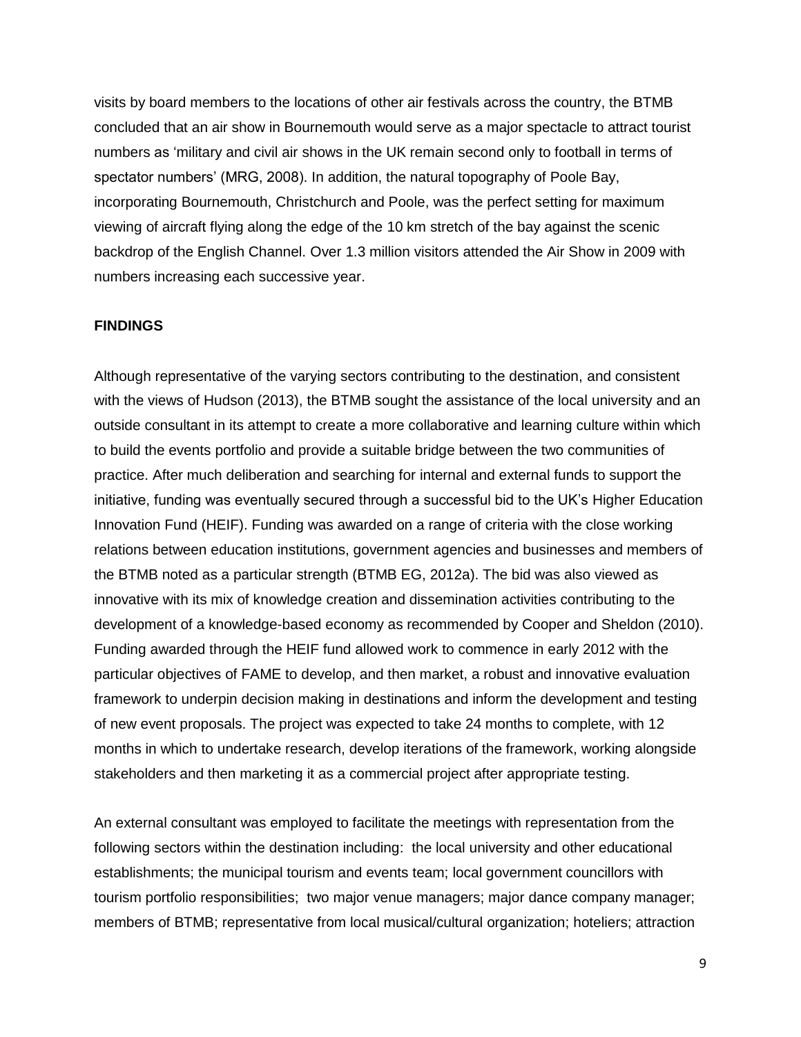visits by board members to the locations of other air festivals across the country, the BTMB concluded that an air show in Bournemouth would serve as a major spectacle to attract tourist numbers as 'military and civil air shows in the UK remain second only to football in terms of spectator numbers' (MRG, 2008). In addition, the natural topography of Poole Bay, incorporating Bournemouth, Christchurch and Poole, was the perfect setting for maximum viewing of aircraft flying along the edge of the 10 km stretch of the bay against the scenic backdrop of the English Channel. Over 1.3 million visitors attended the Air Show in 2009 with numbers increasing each successive year.

## FINDINGS

Although representative of the varying sectors contributing to the destination, and consistent with the views of Hudson (2013), the BTMB sought the assistance of the local university and an outside consultant in its attempt to create a more collaborative and learning culture within which to build the events portfolio and provide a suitable bridge between the two communities of practice. After much deliberation and searching for internal and external funds to support the initiative, funding was eventually secured through a successful bid to the UK's Higher Education Innovation Fund (HEIF). Funding was awarded on a range of criteria with the close working relations between education institutions, government agencies and businesses and members of the BTMB noted as a particular strength (BTMB EG, 2012a). The bid was also viewed as innovative with its mix of knowledge creation and dissemination activities contributing to the development of a knowledge-based economy as recommended by Cooper and Sheldon (2010). Funding awarded through the HEIF fund allowed work to commence in early 2012 with the particular objectives of FAME to develop, and then market, a robust and innovative evaluation framework to underpin decision making in destinations and inform the development and testing of new event proposals. The project was expected to take 24 months to complete, with 12 months in which to undertake research, develop iterations of the framework, working alongside stakeholders and then marketing it as a commercial project after appropriate testing.

An external consultant was employed to facilitate the meetings with representation from the following sectors within the destination including: the local university and other educational establishments; the municipal tourism and events team; local government councillors with tourism portfolio responsibilities; two major venue managers; major dance company manager; members of BTMB; representative from local musical/cultural organization; hoteliers; attraction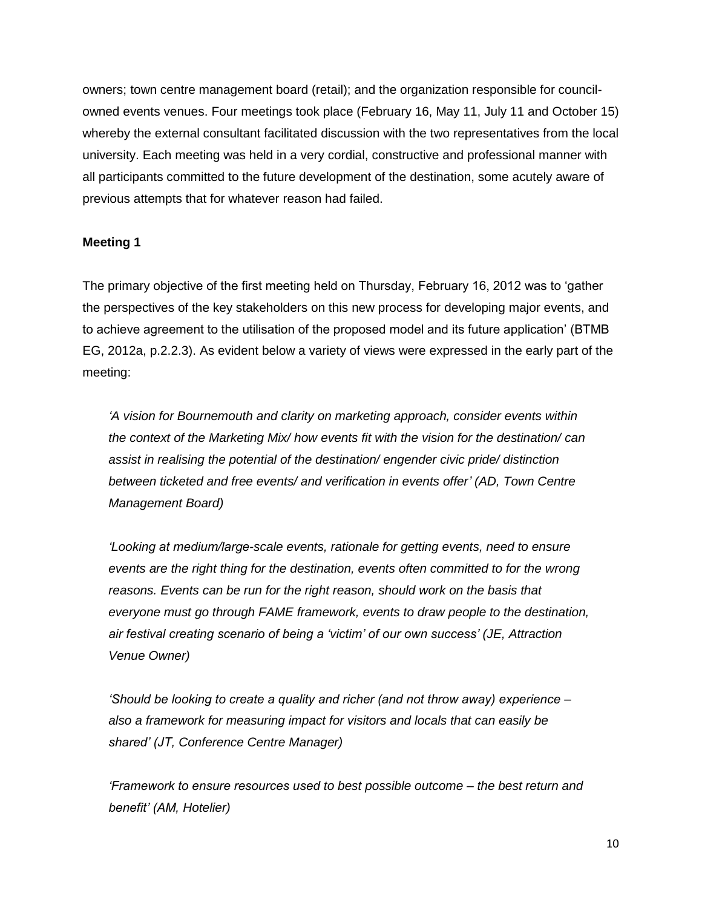owners; town centre management board (retail); and the organization responsible for council-owned events venues. Four meetings took place (February 16, May 11, July 11 and October 15) whereby the external consultant facilitated discussion with the two representatives from the local university. Each meeting was held in a very cordial, constructive and professional manner with all participants committed to the future development of the destination, some acutely aware of previous attempts that for whatever reason had failed.

**Meeting 1**

The primary objective of the first meeting held on Thursday, February 16, 2012 was to 'gather the perspectives of the key stakeholders on this new process for developing major events, and to achieve agreement to the utilisation of the proposed model and its future application' (BTMB EG, 2012a, p.2.2.3). As evident below a variety of views were expressed in the early part of the meeting:

> *'A vision for Bournemouth and clarity on marketing approach, consider events within the context of the Marketing Mix/ how events fit with the vision for the destination/ can assist in realising the potential of the destination/ engender civic pride/ distinction between ticketed and free events/ and verification in events offer' (AD, Town Centre Management Board)*

> *'Looking at medium/large-scale events, rationale for getting events, need to ensure events are the right thing for the destination, events often committed to for the wrong reasons. Events can be run for the right reason, should work on the basis that everyone must go through FAME framework, events to draw people to the destination, air festival creating scenario of being a 'victim' of our own success' (JE, Attraction Venue Owner)*

> *'Should be looking to create a quality and richer (and not throw away) experience – also a framework for measuring impact for visitors and locals that can easily be shared' (JT, Conference Centre Manager)*

> *'Framework to ensure resources used to best possible outcome – the best return and benefit' (AM, Hotelier)*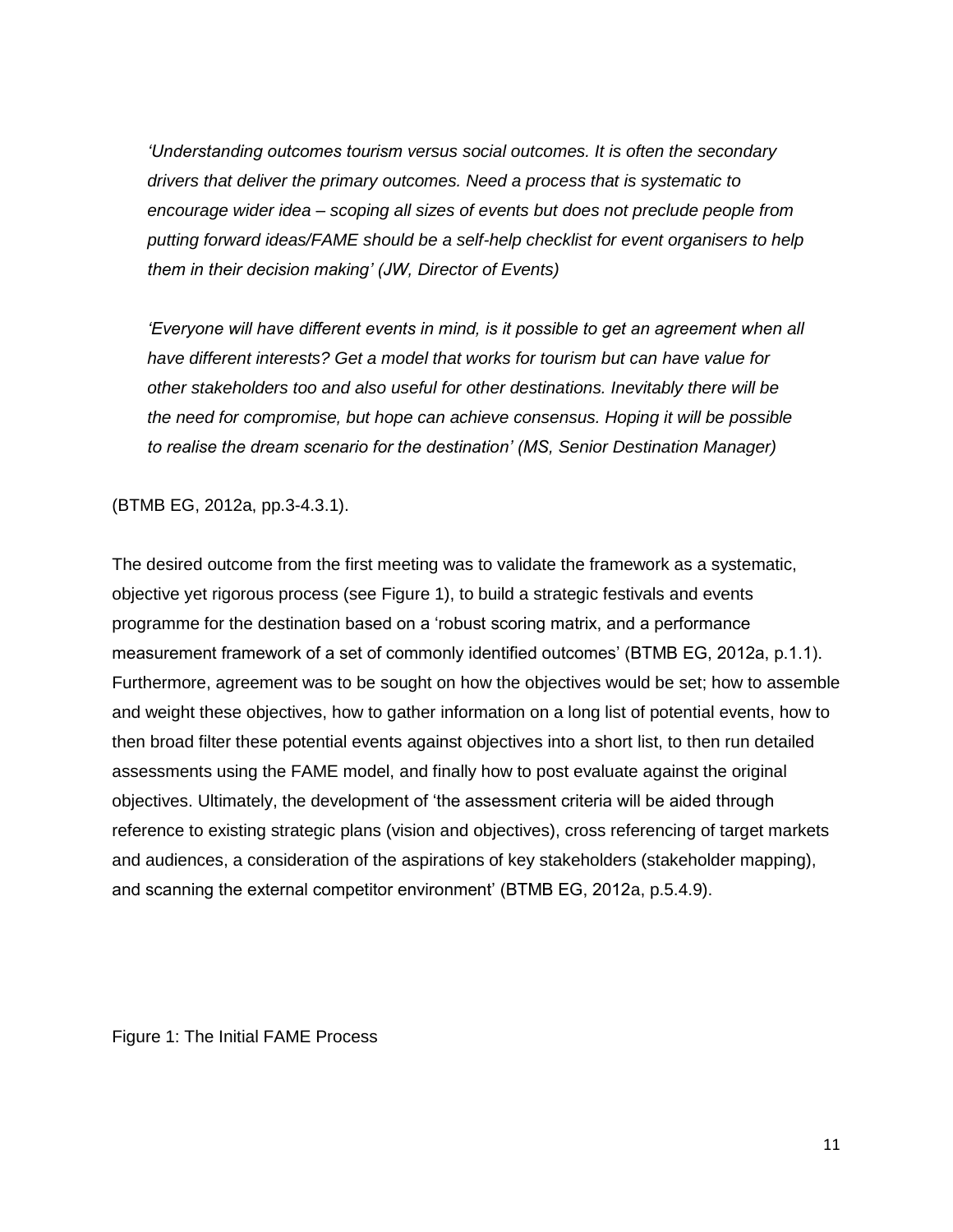*'Understanding outcomes tourism versus social outcomes. It is often the secondary drivers that deliver the primary outcomes. Need a process that is systematic to encourage wider idea – scoping all sizes of events but does not preclude people from putting forward ideas/FAME should be a self-help checklist for event organisers to help them in their decision making' (JW, Director of Events)*

*'Everyone will have different events in mind, is it possible to get an agreement when all have different interests? Get a model that works for tourism but can have value for other stakeholders too and also useful for other destinations. Inevitably there will be the need for compromise, but hope can achieve consensus. Hoping it will be possible to realise the dream scenario for the destination' (MS, Senior Destination Manager)*

(BTMB EG, 2012a, pp.3-4.3.1).

The desired outcome from the first meeting was to validate the framework as a systematic, objective yet rigorous process (see Figure 1), to build a strategic festivals and events programme for the destination based on a 'robust scoring matrix, and a performance measurement framework of a set of commonly identified outcomes' (BTMB EG, 2012a, p.1.1). Furthermore, agreement was to be sought on how the objectives would be set; how to assemble and weight these objectives, how to gather information on a long list of potential events, how to then broad filter these potential events against objectives into a short list, to then run detailed assessments using the FAME model, and finally how to post evaluate against the original objectives. Ultimately, the development of 'the assessment criteria will be aided through reference to existing strategic plans (vision and objectives), cross referencing of target markets and audiences, a consideration of the aspirations of key stakeholders (stakeholder mapping), and scanning the external competitor environment' (BTMB EG, 2012a, p.5.4.9).

Figure 1: The Initial FAME Process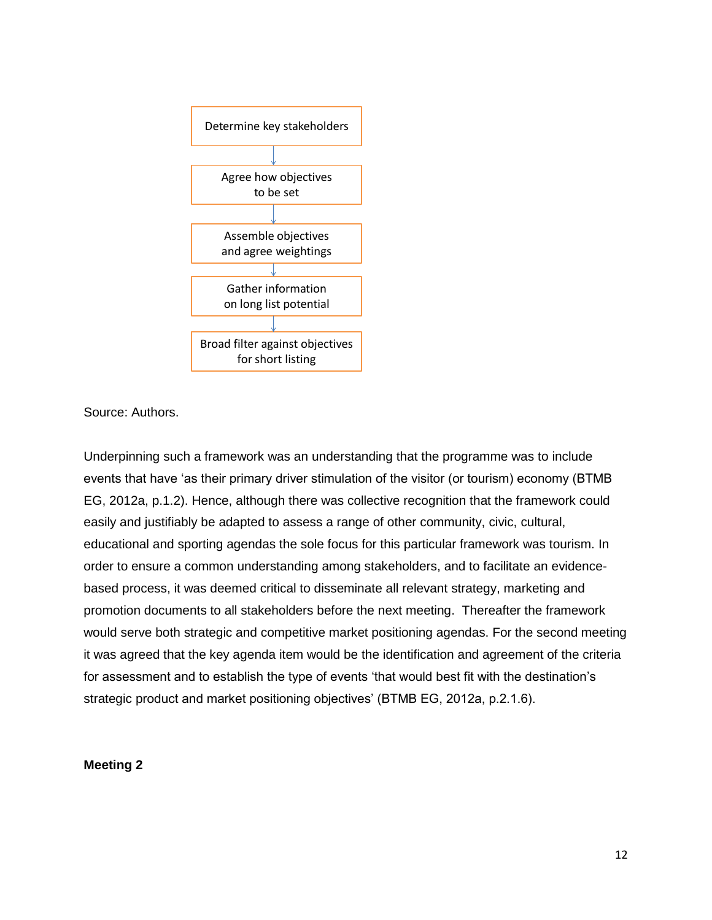Determine key stakeholders

↓

Agree how objectives to be set

↓

Assemble objectives and agree weightings

↓

Gather information on long list potential

↓

Broad filter against objectives for short listing

Source: Authors.

Underpinning such a framework was an understanding that the programme was to include events that have 'as their primary driver stimulation of the visitor (or tourism) economy (BTMB EG, 2012a, p.1.2). Hence, although there was collective recognition that the framework could easily and justifiably be adapted to assess a range of other community, civic, cultural, educational and sporting agendas the sole focus for this particular framework was tourism. In order to ensure a common understanding among stakeholders, and to facilitate an evidence-based process, it was deemed critical to disseminate all relevant strategy, marketing and promotion documents to all stakeholders before the next meeting. Thereafter the framework would serve both strategic and competitive market positioning agendas. For the second meeting it was agreed that the key agenda item would be the identification and agreement of the criteria for assessment and to establish the type of events 'that would best fit with the destination's strategic product and market positioning objectives' (BTMB EG, 2012a, p.2.1.6).

**Meeting 2**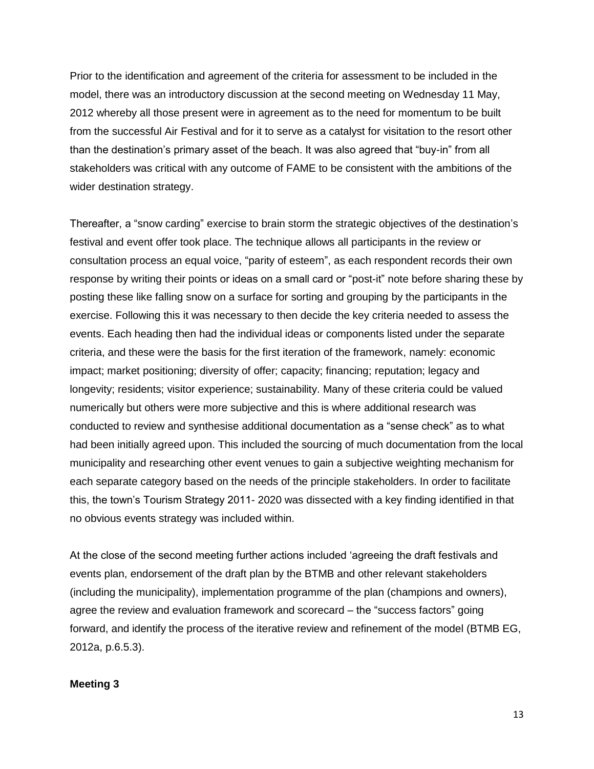Prior to the identification and agreement of the criteria for assessment to be included in the model, there was an introductory discussion at the second meeting on Wednesday 11 May, 2012 whereby all those present were in agreement as to the need for momentum to be built from the successful Air Festival and for it to serve as a catalyst for visitation to the resort other than the destination's primary asset of the beach. It was also agreed that "buy-in" from all stakeholders was critical with any outcome of FAME to be consistent with the ambitions of the wider destination strategy.

Thereafter, a "snow carding" exercise to brain storm the strategic objectives of the destination's festival and event offer took place. The technique allows all participants in the review or consultation process an equal voice, "parity of esteem", as each respondent records their own response by writing their points or ideas on a small card or "post-it" note before sharing these by posting these like falling snow on a surface for sorting and grouping by the participants in the exercise. Following this it was necessary to then decide the key criteria needed to assess the events. Each heading then had the individual ideas or components listed under the separate criteria, and these were the basis for the first iteration of the framework, namely: economic impact; market positioning; diversity of offer; capacity; financing; reputation; legacy and longevity; residents; visitor experience; sustainability. Many of these criteria could be valued numerically but others were more subjective and this is where additional research was conducted to review and synthesise additional documentation as a "sense check" as to what had been initially agreed upon. This included the sourcing of much documentation from the local municipality and researching other event venues to gain a subjective weighting mechanism for each separate category based on the needs of the principle stakeholders. In order to facilitate this, the town's Tourism Strategy 2011- 2020 was dissected with a key finding identified in that no obvious events strategy was included within.

At the close of the second meeting further actions included 'agreeing the draft festivals and events plan, endorsement of the draft plan by the BTMB and other relevant stakeholders (including the municipality), implementation programme of the plan (champions and owners), agree the review and evaluation framework and scorecard – the "success factors" going forward, and identify the process of the iterative review and refinement of the model (BTMB EG, 2012a, p.6.5.3).

**Meeting 3**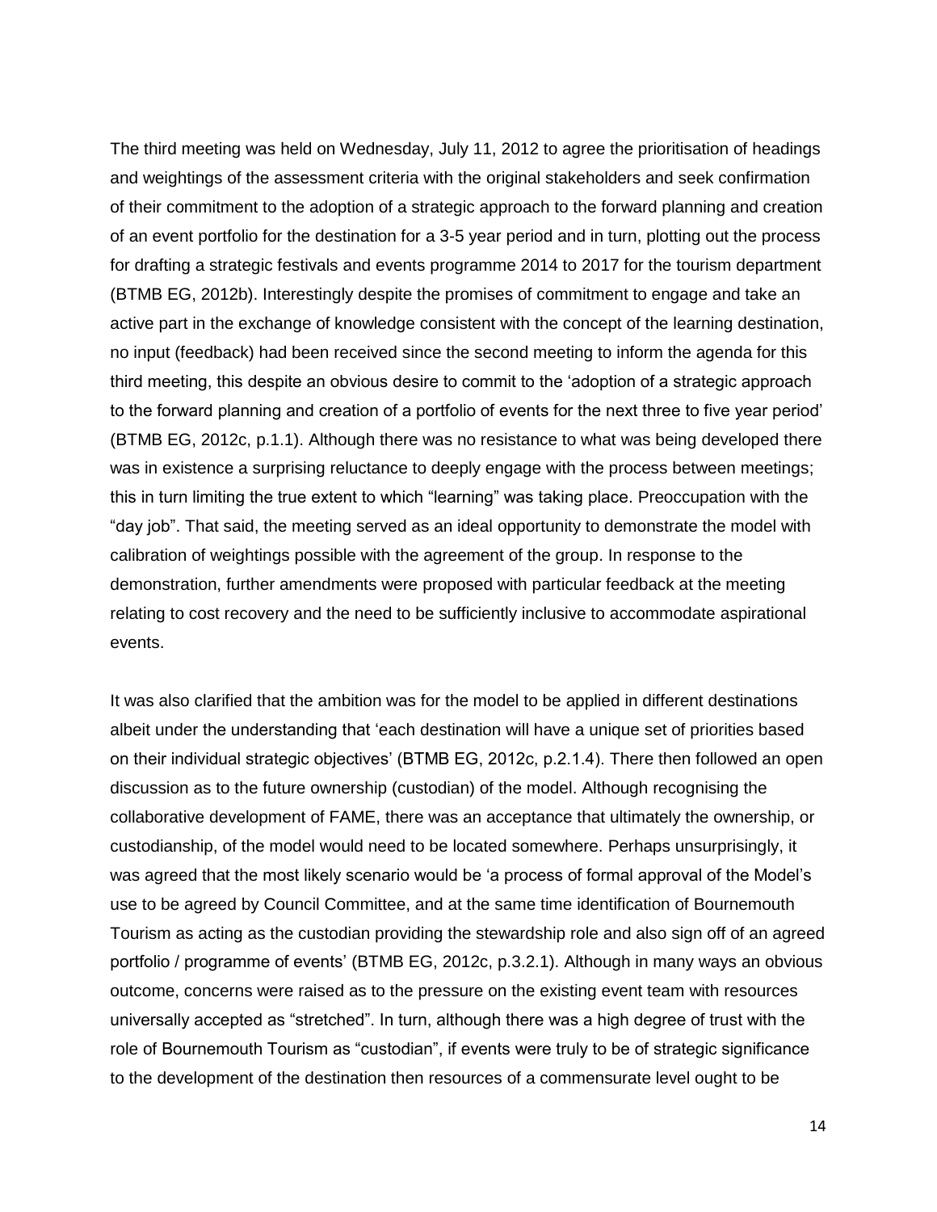The third meeting was held on Wednesday, July 11, 2012 to agree the prioritisation of headings and weightings of the assessment criteria with the original stakeholders and seek confirmation of their commitment to the adoption of a strategic approach to the forward planning and creation of an event portfolio for the destination for a 3-5 year period and in turn, plotting out the process for drafting a strategic festivals and events programme 2014 to 2017 for the tourism department (BTMB EG, 2012b). Interestingly despite the promises of commitment to engage and take an active part in the exchange of knowledge consistent with the concept of the learning destination, no input (feedback) had been received since the second meeting to inform the agenda for this third meeting, this despite an obvious desire to commit to the 'adoption of a strategic approach to the forward planning and creation of a portfolio of events for the next three to five year period' (BTMB EG, 2012c, p.1.1). Although there was no resistance to what was being developed there was in existence a surprising reluctance to deeply engage with the process between meetings; this in turn limiting the true extent to which "learning" was taking place. Preoccupation with the "day job". That said, the meeting served as an ideal opportunity to demonstrate the model with calibration of weightings possible with the agreement of the group. In response to the demonstration, further amendments were proposed with particular feedback at the meeting relating to cost recovery and the need to be sufficiently inclusive to accommodate aspirational events.

It was also clarified that the ambition was for the model to be applied in different destinations albeit under the understanding that 'each destination will have a unique set of priorities based on their individual strategic objectives' (BTMB EG, 2012c, p.2.1.4). There then followed an open discussion as to the future ownership (custodian) of the model. Although recognising the collaborative development of FAME, there was an acceptance that ultimately the ownership, or custodianship, of the model would need to be located somewhere. Perhaps unsurprisingly, it was agreed that the most likely scenario would be 'a process of formal approval of the Model's use to be agreed by Council Committee, and at the same time identification of Bournemouth Tourism as acting as the custodian providing the stewardship role and also sign off of an agreed portfolio / programme of events' (BTMB EG, 2012c, p.3.2.1). Although in many ways an obvious outcome, concerns were raised as to the pressure on the existing event team with resources universally accepted as "stretched". In turn, although there was a high degree of trust with the role of Bournemouth Tourism as "custodian", if events were truly to be of strategic significance to the development of the destination then resources of a commensurate level ought to be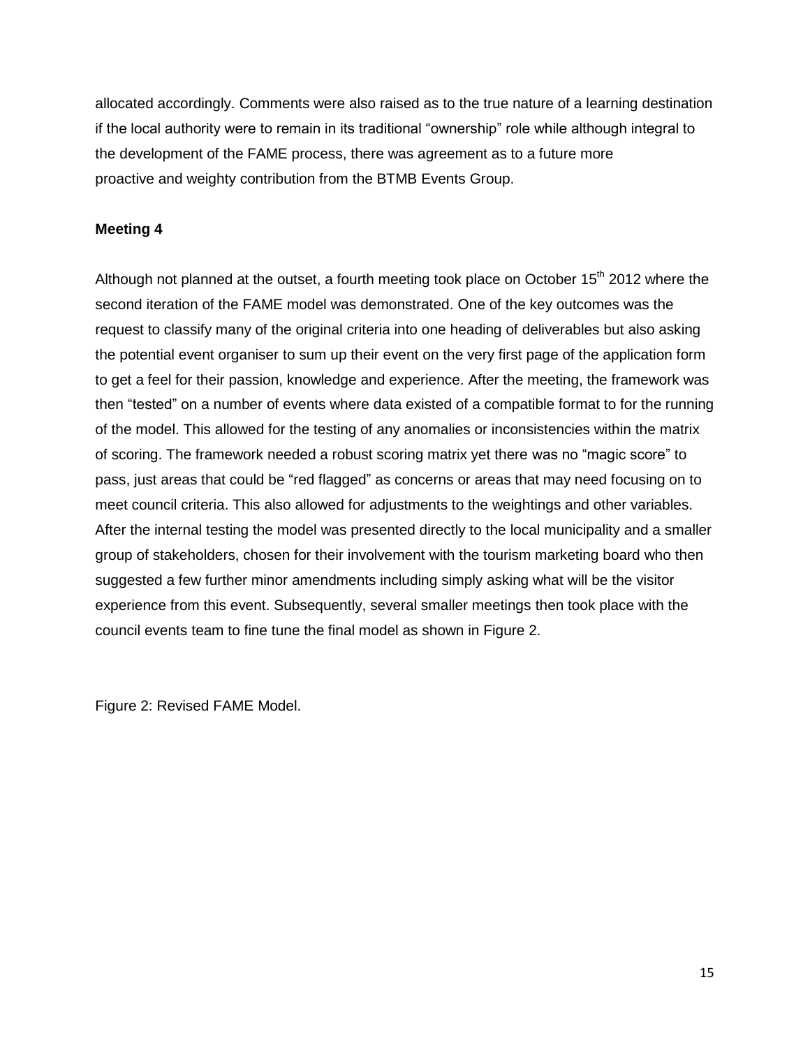allocated accordingly. Comments were also raised as to the true nature of a learning destination if the local authority were to remain in its traditional "ownership" role while although integral to the development of the FAME process, there was agreement as to a future more proactive and weighty contribution from the BTMB Events Group.

**Meeting 4**

Although not planned at the outset, a fourth meeting took place on October 15th 2012 where the second iteration of the FAME model was demonstrated. One of the key outcomes was the request to classify many of the original criteria into one heading of deliverables but also asking the potential event organiser to sum up their event on the very first page of the application form to get a feel for their passion, knowledge and experience. After the meeting, the framework was then "tested" on a number of events where data existed of a compatible format to for the running of the model. This allowed for the testing of any anomalies or inconsistencies within the matrix of scoring. The framework needed a robust scoring matrix yet there was no "magic score" to pass, just areas that could be "red flagged" as concerns or areas that may need focusing on to meet council criteria. This also allowed for adjustments to the weightings and other variables. After the internal testing the model was presented directly to the local municipality and a smaller group of stakeholders, chosen for their involvement with the tourism marketing board who then suggested a few further minor amendments including simply asking what will be the visitor experience from this event. Subsequently, several smaller meetings then took place with the council events team to fine tune the final model as shown in Figure 2.

Figure 2: Revised FAME Model.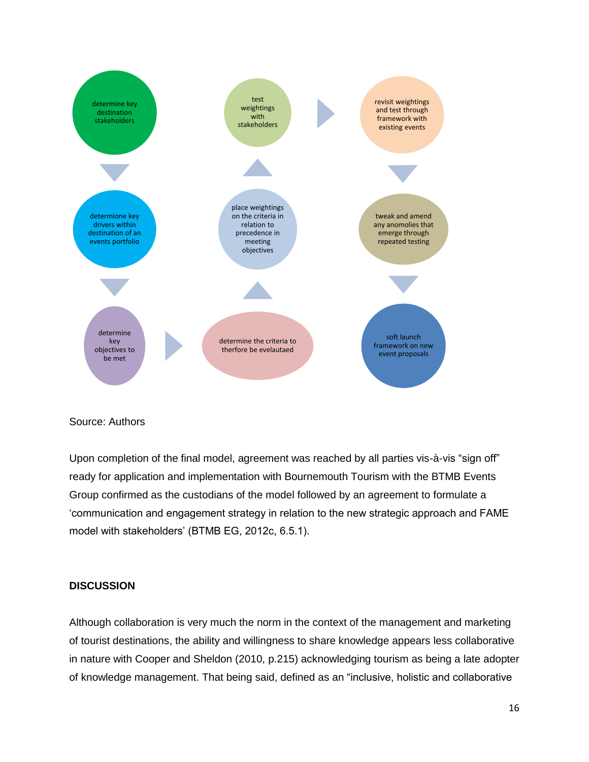determine key destination stakeholders

determione key drivers within destination of an events portfolio

determine key objectives to be met

determine the criteria to therfore be evelautaed

place weightings on the criteria in relation to precedence in meeting objectives

test weightings with stakeholders

revisit weightings and test through framework with existing events

tweak and amend any anomolies that emerge through repeated testing

soft launch framework on new event proposals

Source: Authors

Upon completion of the final model, agreement was reached by all parties vis-à-vis “sign off” ready for application and implementation with Bournemouth Tourism with the BTMB Events Group confirmed as the custodians of the model followed by an agreement to formulate a ‘communication and engagement strategy in relation to the new strategic approach and FAME model with stakeholders’ (BTMB EG, 2012c, 6.5.1).

## DISCUSSION

Although collaboration is very much the norm in the context of the management and marketing of tourist destinations, the ability and willingness to share knowledge appears less collaborative in nature with Cooper and Sheldon (2010, p.215) acknowledging tourism as being a late adopter of knowledge management. That being said, defined as an “inclusive, holistic and collaborative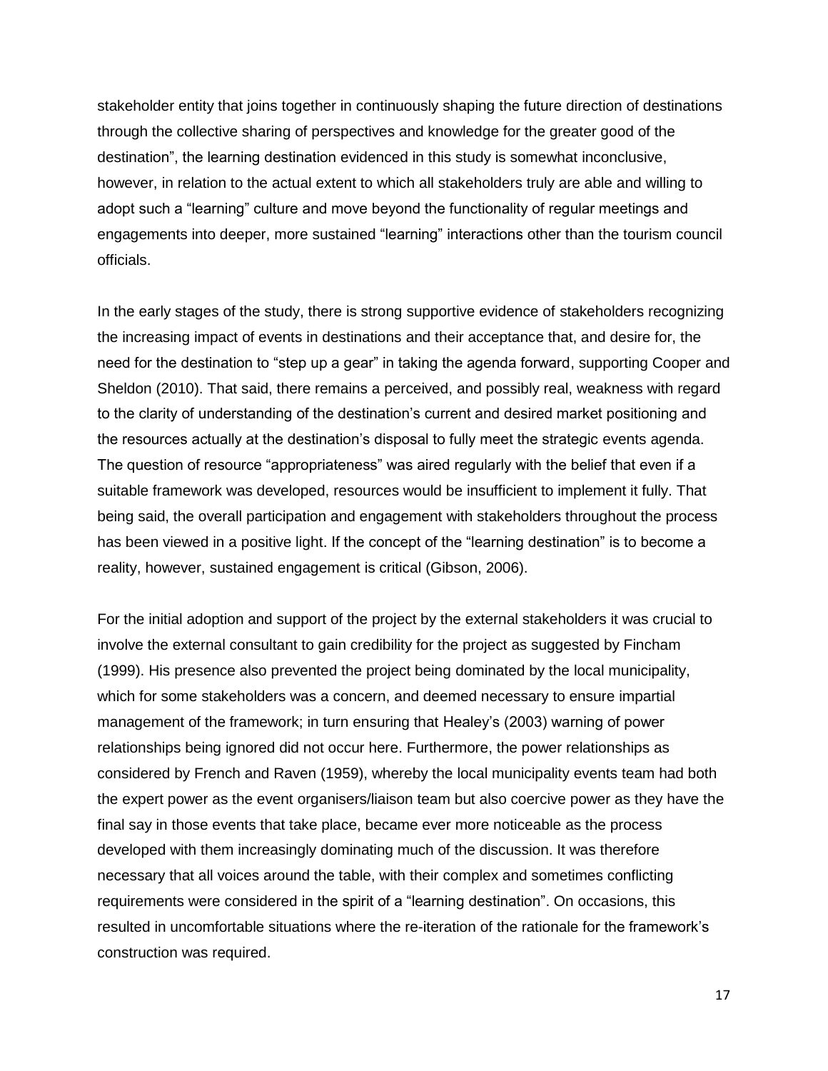stakeholder entity that joins together in continuously shaping the future direction of destinations through the collective sharing of perspectives and knowledge for the greater good of the destination", the learning destination evidenced in this study is somewhat inconclusive, however, in relation to the actual extent to which all stakeholders truly are able and willing to adopt such a "learning" culture and move beyond the functionality of regular meetings and engagements into deeper, more sustained "learning" interactions other than the tourism council officials.

In the early stages of the study, there is strong supportive evidence of stakeholders recognizing the increasing impact of events in destinations and their acceptance that, and desire for, the need for the destination to "step up a gear" in taking the agenda forward, supporting Cooper and Sheldon (2010). That said, there remains a perceived, and possibly real, weakness with regard to the clarity of understanding of the destination's current and desired market positioning and the resources actually at the destination's disposal to fully meet the strategic events agenda. The question of resource "appropriateness" was aired regularly with the belief that even if a suitable framework was developed, resources would be insufficient to implement it fully. That being said, the overall participation and engagement with stakeholders throughout the process has been viewed in a positive light. If the concept of the "learning destination" is to become a reality, however, sustained engagement is critical (Gibson, 2006).

For the initial adoption and support of the project by the external stakeholders it was crucial to involve the external consultant to gain credibility for the project as suggested by Fincham (1999). His presence also prevented the project being dominated by the local municipality, which for some stakeholders was a concern, and deemed necessary to ensure impartial management of the framework; in turn ensuring that Healey's (2003) warning of power relationships being ignored did not occur here. Furthermore, the power relationships as considered by French and Raven (1959), whereby the local municipality events team had both the expert power as the event organisers/liaison team but also coercive power as they have the final say in those events that take place, became ever more noticeable as the process developed with them increasingly dominating much of the discussion. It was therefore necessary that all voices around the table, with their complex and sometimes conflicting requirements were considered in the spirit of a "learning destination". On occasions, this resulted in uncomfortable situations where the re-iteration of the rationale for the framework's construction was required.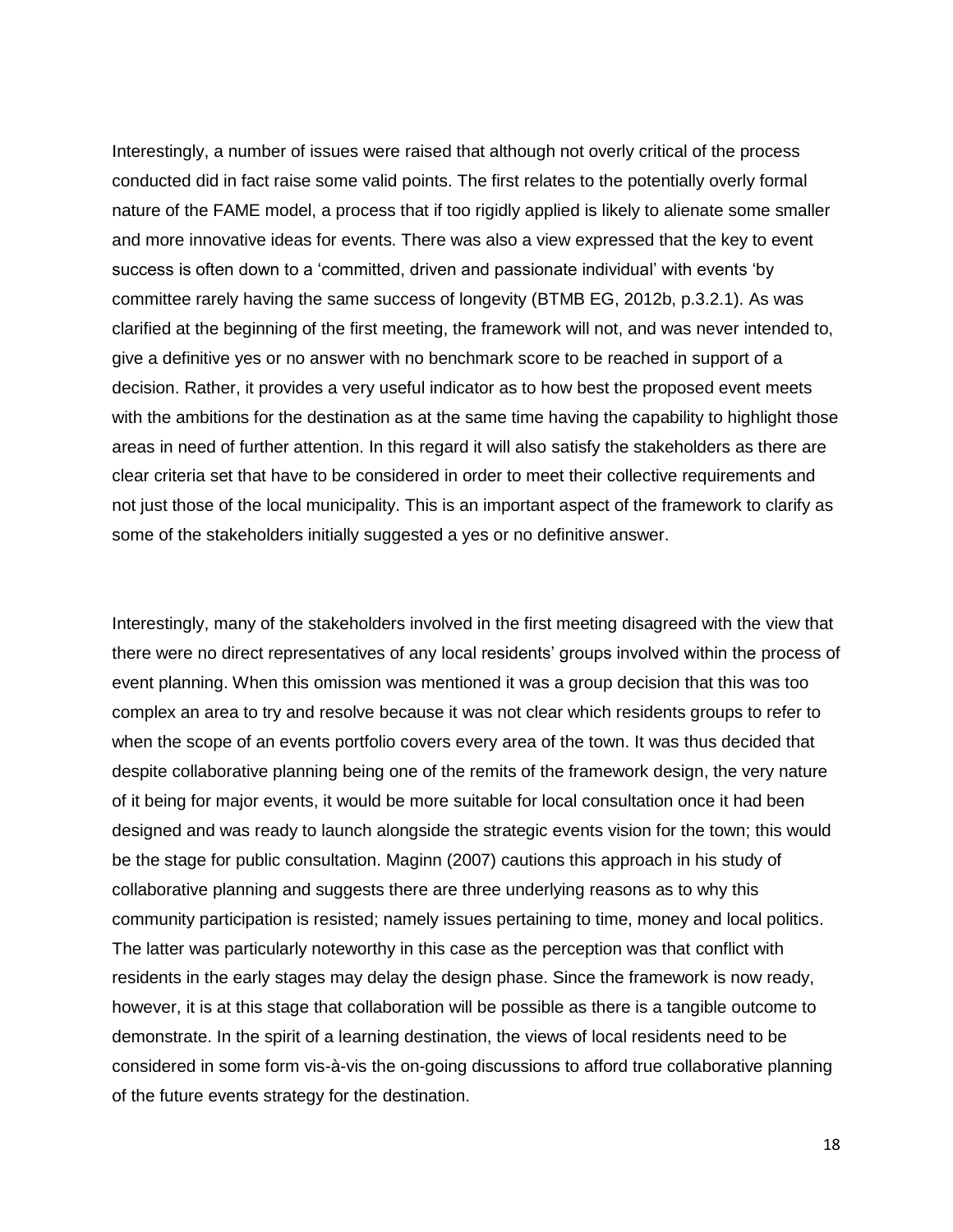Interestingly, a number of issues were raised that although not overly critical of the process conducted did in fact raise some valid points. The first relates to the potentially overly formal nature of the FAME model, a process that if too rigidly applied is likely to alienate some smaller and more innovative ideas for events. There was also a view expressed that the key to event success is often down to a 'committed, driven and passionate individual' with events 'by committee rarely having the same success of longevity (BTMB EG, 2012b, p.3.2.1). As was clarified at the beginning of the first meeting, the framework will not, and was never intended to, give a definitive yes or no answer with no benchmark score to be reached in support of a decision. Rather, it provides a very useful indicator as to how best the proposed event meets with the ambitions for the destination as at the same time having the capability to highlight those areas in need of further attention. In this regard it will also satisfy the stakeholders as there are clear criteria set that have to be considered in order to meet their collective requirements and not just those of the local municipality. This is an important aspect of the framework to clarify as some of the stakeholders initially suggested a yes or no definitive answer.

Interestingly, many of the stakeholders involved in the first meeting disagreed with the view that there were no direct representatives of any local residents' groups involved within the process of event planning. When this omission was mentioned it was a group decision that this was too complex an area to try and resolve because it was not clear which residents groups to refer to when the scope of an events portfolio covers every area of the town. It was thus decided that despite collaborative planning being one of the remits of the framework design, the very nature of it being for major events, it would be more suitable for local consultation once it had been designed and was ready to launch alongside the strategic events vision for the town; this would be the stage for public consultation. Maginn (2007) cautions this approach in his study of collaborative planning and suggests there are three underlying reasons as to why this community participation is resisted; namely issues pertaining to time, money and local politics. The latter was particularly noteworthy in this case as the perception was that conflict with residents in the early stages may delay the design phase. Since the framework is now ready, however, it is at this stage that collaboration will be possible as there is a tangible outcome to demonstrate. In the spirit of a learning destination, the views of local residents need to be considered in some form vis-à-vis the on-going discussions to afford true collaborative planning of the future events strategy for the destination.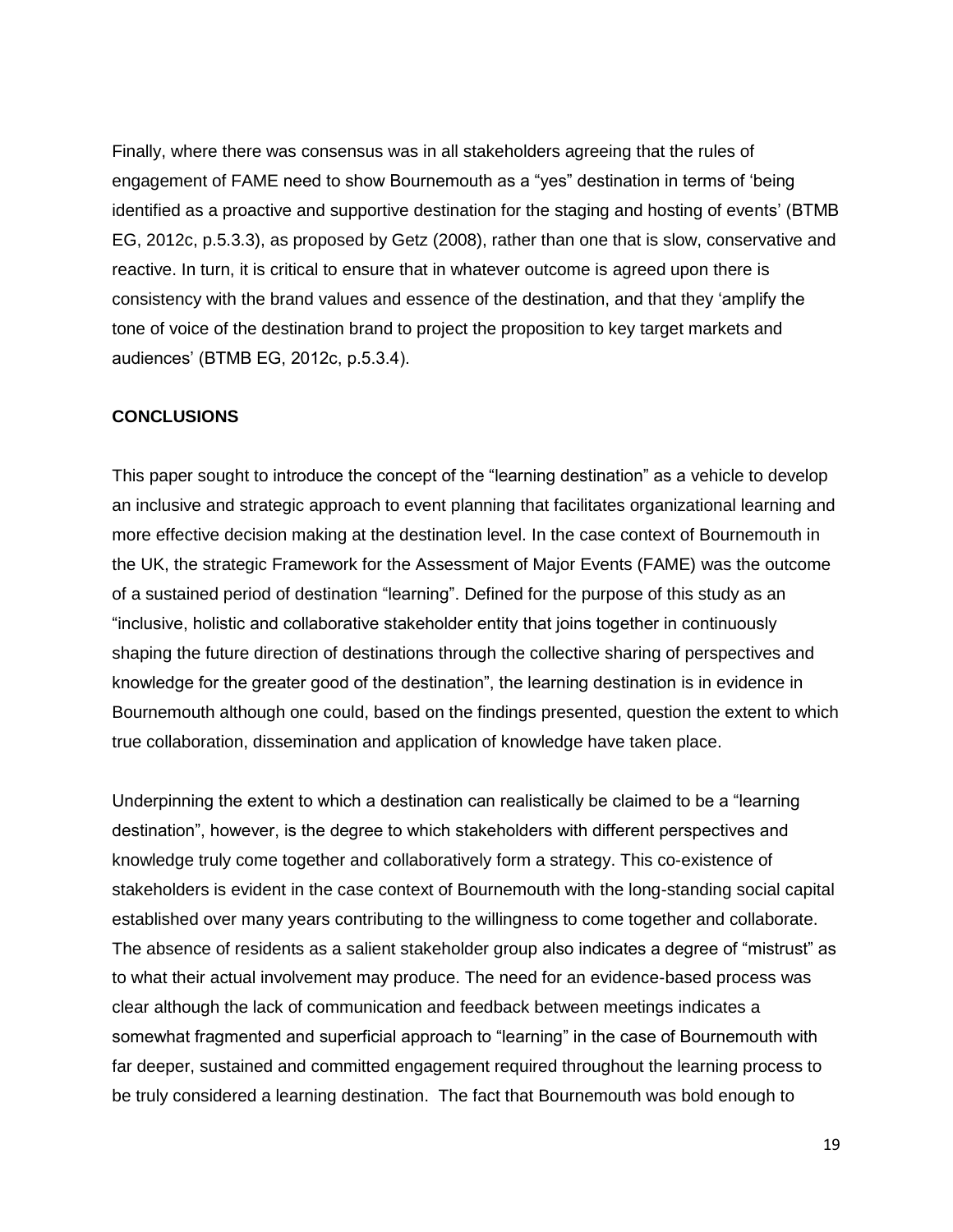Finally, where there was consensus was in all stakeholders agreeing that the rules of engagement of FAME need to show Bournemouth as a "yes" destination in terms of 'being identified as a proactive and supportive destination for the staging and hosting of events' (BTMB EG, 2012c, p.5.3.3), as proposed by Getz (2008), rather than one that is slow, conservative and reactive. In turn, it is critical to ensure that in whatever outcome is agreed upon there is consistency with the brand values and essence of the destination, and that they 'amplify the tone of voice of the destination brand to project the proposition to key target markets and audiences' (BTMB EG, 2012c, p.5.3.4).

**CONCLUSIONS**

This paper sought to introduce the concept of the "learning destination" as a vehicle to develop an inclusive and strategic approach to event planning that facilitates organizational learning and more effective decision making at the destination level. In the case context of Bournemouth in the UK, the strategic Framework for the Assessment of Major Events (FAME) was the outcome of a sustained period of destination "learning". Defined for the purpose of this study as an "inclusive, holistic and collaborative stakeholder entity that joins together in continuously shaping the future direction of destinations through the collective sharing of perspectives and knowledge for the greater good of the destination", the learning destination is in evidence in Bournemouth although one could, based on the findings presented, question the extent to which true collaboration, dissemination and application of knowledge have taken place.

Underpinning the extent to which a destination can realistically be claimed to be a "learning destination", however, is the degree to which stakeholders with different perspectives and knowledge truly come together and collaboratively form a strategy. This co-existence of stakeholders is evident in the case context of Bournemouth with the long-standing social capital established over many years contributing to the willingness to come together and collaborate. The absence of residents as a salient stakeholder group also indicates a degree of "mistrust" as to what their actual involvement may produce. The need for an evidence-based process was clear although the lack of communication and feedback between meetings indicates a somewhat fragmented and superficial approach to "learning" in the case of Bournemouth with far deeper, sustained and committed engagement required throughout the learning process to be truly considered a learning destination. The fact that Bournemouth was bold enough to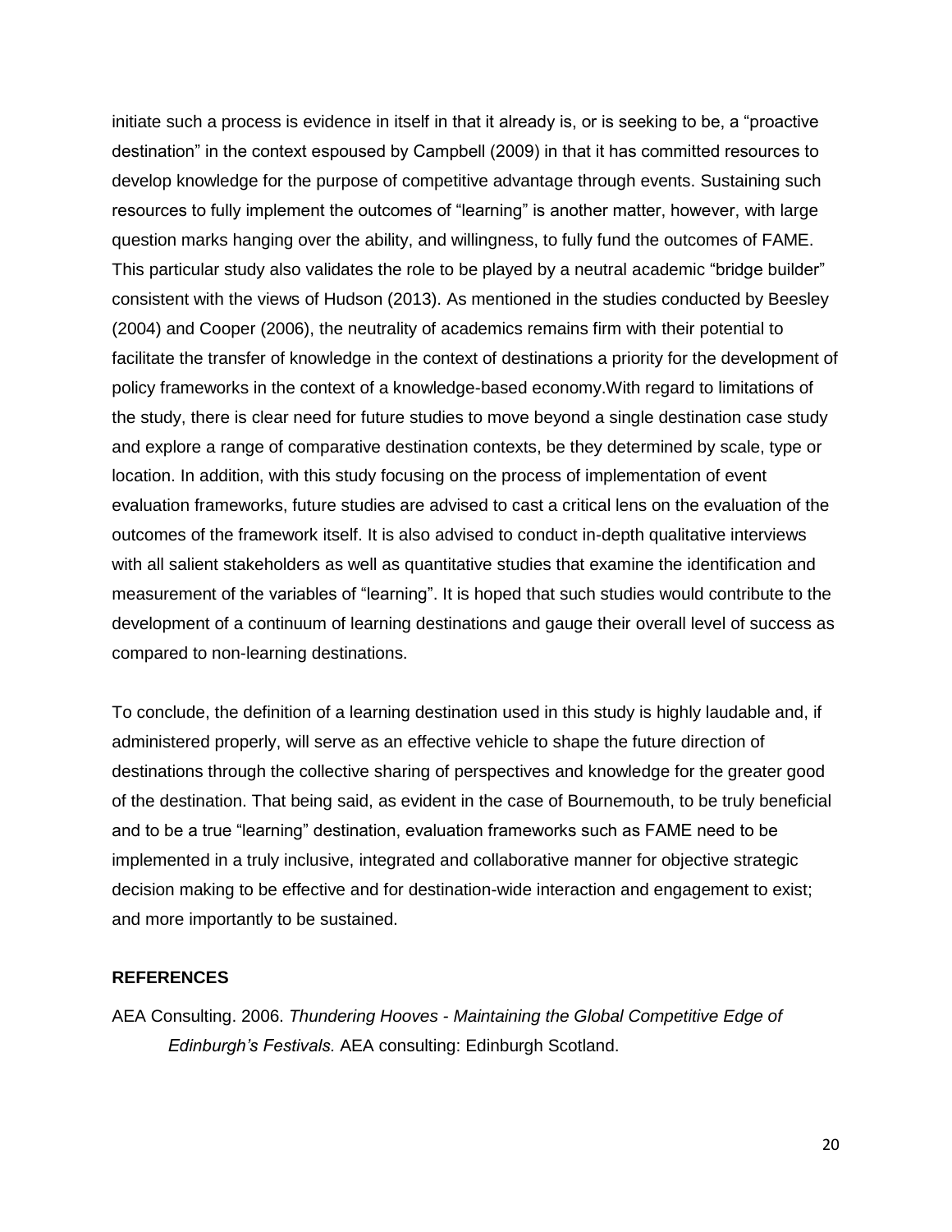initiate such a process is evidence in itself in that it already is, or is seeking to be, a "proactive destination" in the context espoused by Campbell (2009) in that it has committed resources to develop knowledge for the purpose of competitive advantage through events. Sustaining such resources to fully implement the outcomes of "learning" is another matter, however, with large question marks hanging over the ability, and willingness, to fully fund the outcomes of FAME. This particular study also validates the role to be played by a neutral academic "bridge builder" consistent with the views of Hudson (2013). As mentioned in the studies conducted by Beesley (2004) and Cooper (2006), the neutrality of academics remains firm with their potential to facilitate the transfer of knowledge in the context of destinations a priority for the development of policy frameworks in the context of a knowledge-based economy.With regard to limitations of the study, there is clear need for future studies to move beyond a single destination case study and explore a range of comparative destination contexts, be they determined by scale, type or location. In addition, with this study focusing on the process of implementation of event evaluation frameworks, future studies are advised to cast a critical lens on the evaluation of the outcomes of the framework itself. It is also advised to conduct in-depth qualitative interviews with all salient stakeholders as well as quantitative studies that examine the identification and measurement of the variables of "learning". It is hoped that such studies would contribute to the development of a continuum of learning destinations and gauge their overall level of success as compared to non-learning destinations.

To conclude, the definition of a learning destination used in this study is highly laudable and, if administered properly, will serve as an effective vehicle to shape the future direction of destinations through the collective sharing of perspectives and knowledge for the greater good of the destination. That being said, as evident in the case of Bournemouth, to be truly beneficial and to be a true "learning" destination, evaluation frameworks such as FAME need to be implemented in a truly inclusive, integrated and collaborative manner for objective strategic decision making to be effective and for destination-wide interaction and engagement to exist; and more importantly to be sustained.

**REFERENCES**

AEA Consulting. 2006. *Thundering Hooves - Maintaining the Global Competitive Edge of Edinburgh's Festivals.* AEA consulting: Edinburgh Scotland.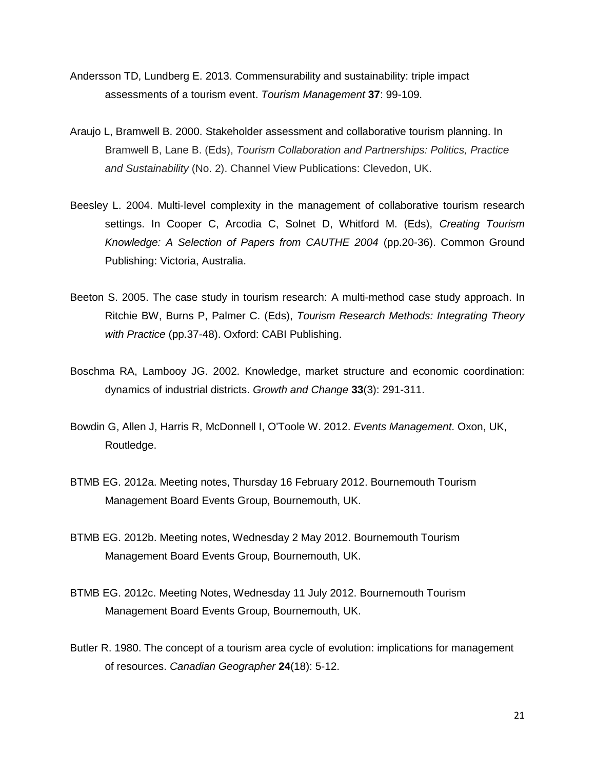Andersson TD, Lundberg E. 2013. Commensurability and sustainability: triple impact assessments of a tourism event. *Tourism Management* **37**: 99-109.

Araujo L, Bramwell B. 2000. Stakeholder assessment and collaborative tourism planning. In Bramwell B, Lane B. (Eds), *Tourism Collaboration and Partnerships: Politics, Practice and Sustainability* (No. 2). Channel View Publications: Clevedon, UK.

Beesley L. 2004. Multi-level complexity in the management of collaborative tourism research settings. In Cooper C, Arcodia C, Solnet D, Whitford M. (Eds), *Creating Tourism Knowledge: A Selection of Papers from CAUTHE 2004* (pp.20-36). Common Ground Publishing: Victoria, Australia.

Beeton S. 2005. The case study in tourism research: A multi-method case study approach. In Ritchie BW, Burns P, Palmer C. (Eds), *Tourism Research Methods: Integrating Theory with Practice* (pp.37-48). Oxford: CABI Publishing.

Boschma RA, Lambooy JG. 2002. Knowledge, market structure and economic coordination: dynamics of industrial districts. *Growth and Change* **33**(3): 291-311.

Bowdin G, Allen J, Harris R, McDonnell I, O'Toole W. 2012. *Events Management*. Oxon, UK, Routledge.

BTMB EG. 2012a. Meeting notes, Thursday 16 February 2012. Bournemouth Tourism Management Board Events Group, Bournemouth, UK.

BTMB EG. 2012b. Meeting notes, Wednesday 2 May 2012. Bournemouth Tourism Management Board Events Group, Bournemouth, UK.

BTMB EG. 2012c. Meeting Notes, Wednesday 11 July 2012. Bournemouth Tourism Management Board Events Group, Bournemouth, UK.

Butler R. 1980. The concept of a tourism area cycle of evolution: implications for management of resources. *Canadian Geographer* **24**(18): 5-12.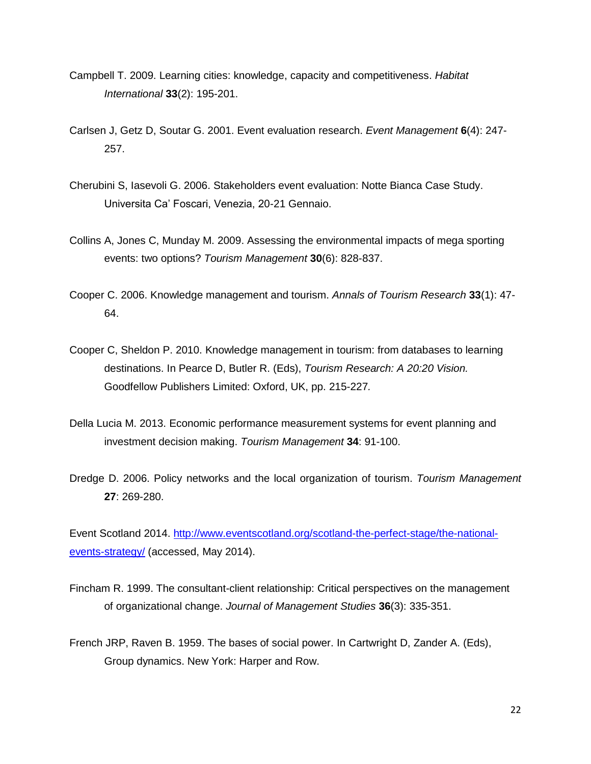Campbell T. 2009. Learning cities: knowledge, capacity and competitiveness. *Habitat International* **33**(2): 195-201.

Carlsen J, Getz D, Soutar G. 2001. Event evaluation research. *Event Management* **6**(4): 247-257.

Cherubini S, Iasevoli G. 2006. Stakeholders event evaluation: Notte Bianca Case Study. Universita Ca' Foscari, Venezia, 20-21 Gennaio.

Collins A, Jones C, Munday M. 2009. Assessing the environmental impacts of mega sporting events: two options? *Tourism Management* **30**(6): 828-837.

Cooper C. 2006. Knowledge management and tourism. *Annals of Tourism Research* **33**(1): 47-64.

Cooper C, Sheldon P. 2010. Knowledge management in tourism: from databases to learning destinations. In Pearce D, Butler R. (Eds), *Tourism Research: A 20:20 Vision.* Goodfellow Publishers Limited: Oxford, UK, pp. 215-227.

Della Lucia M. 2013. Economic performance measurement systems for event planning and investment decision making. *Tourism Management* **34**: 91-100.

Dredge D. 2006. Policy networks and the local organization of tourism. *Tourism Management* **27**: 269-280.

Event Scotland 2014. [http://www.eventscotland.org/scotland-the-perfect-stage/the-national-events-strategy/](http://www.eventscotland.org/scotland-the-perfect-stage/the-national-events-strategy/) (accessed, May 2014).

Fincham R. 1999. The consultant-client relationship: Critical perspectives on the management of organizational change. *Journal of Management Studies* **36**(3): 335-351.

French JRP, Raven B. 1959. The bases of social power. In Cartwright D, Zander A. (Eds), Group dynamics. New York: Harper and Row.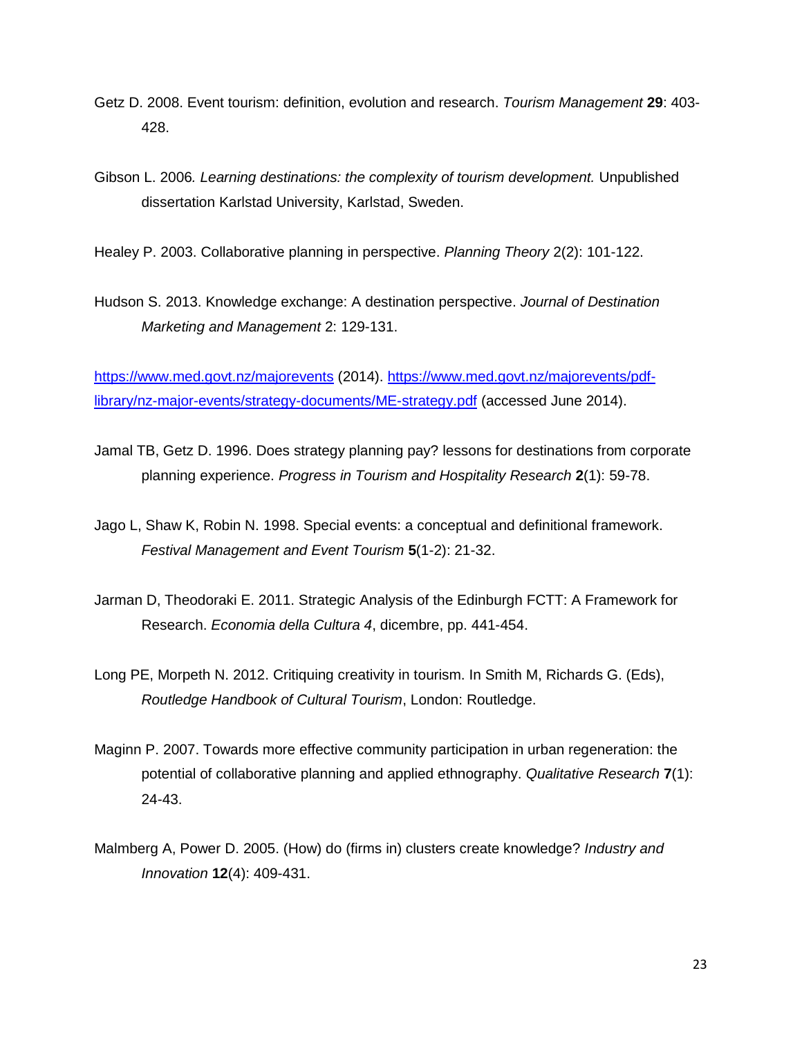Getz D. 2008. Event tourism: definition, evolution and research. *Tourism Management* **29**: 403-428.

Gibson L. 2006*. Learning destinations: the complexity of tourism development.* Unpublished dissertation Karlstad University, Karlstad, Sweden.

Healey P. 2003. Collaborative planning in perspective. *Planning Theory* 2(2): 101-122.

Hudson S. 2013. Knowledge exchange: A destination perspective. *Journal of Destination Marketing and Management* 2: 129-131.

https://www.med.govt.nz/majorevents (2014). https://www.med.govt.nz/majorevents/pdf-library/nz-major-events/strategy-documents/ME-strategy.pdf (accessed June 2014).

Jamal TB, Getz D. 1996. Does strategy planning pay? lessons for destinations from corporate planning experience. *Progress in Tourism and Hospitality Research* **2**(1): 59-78.

Jago L, Shaw K, Robin N. 1998. Special events: a conceptual and definitional framework. *Festival Management and Event Tourism* **5**(1-2): 21-32.

Jarman D, Theodoraki E. 2011. Strategic Analysis of the Edinburgh FCTT: A Framework for Research. *Economia della Cultura 4*, dicembre, pp. 441-454.

Long PE, Morpeth N. 2012. Critiquing creativity in tourism. In Smith M, Richards G. (Eds), *Routledge Handbook of Cultural Tourism*, London: Routledge.

Maginn P. 2007. Towards more effective community participation in urban regeneration: the potential of collaborative planning and applied ethnography. *Qualitative Research* **7**(1): 24-43.

Malmberg A, Power D. 2005. (How) do (firms in) clusters create knowledge? *Industry and Innovation* **12**(4): 409-431.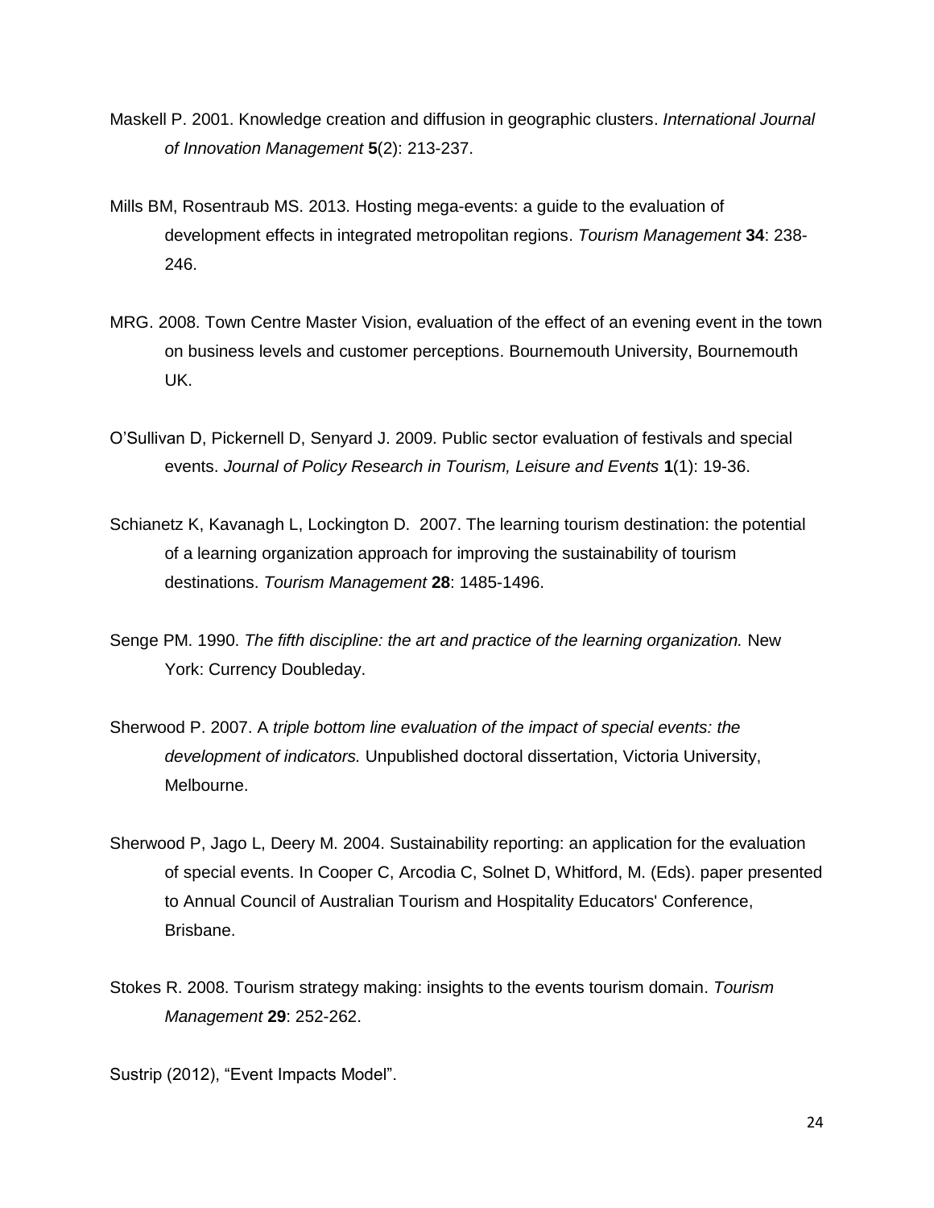Maskell P. 2001. Knowledge creation and diffusion in geographic clusters. *International Journal of Innovation Management* **5**(2): 213-237.

Mills BM, Rosentraub MS. 2013. Hosting mega-events: a guide to the evaluation of development effects in integrated metropolitan regions. *Tourism Management* **34**: 238-246.

MRG. 2008. Town Centre Master Vision, evaluation of the effect of an evening event in the town on business levels and customer perceptions. Bournemouth University, Bournemouth UK.

O'Sullivan D, Pickernell D, Senyard J. 2009. Public sector evaluation of festivals and special events. *Journal of Policy Research in Tourism, Leisure and Events* **1**(1): 19-36.

Schianetz K, Kavanagh L, Lockington D. 2007. The learning tourism destination: the potential of a learning organization approach for improving the sustainability of tourism destinations. *Tourism Management* **28**: 1485-1496.

Senge PM. 1990. *The fifth discipline: the art and practice of the learning organization.* New York: Currency Doubleday.

Sherwood P. 2007. A *triple bottom line evaluation of the impact of special events: the development of indicators.* Unpublished doctoral dissertation, Victoria University, Melbourne.

Sherwood P, Jago L, Deery M. 2004. Sustainability reporting: an application for the evaluation of special events. In Cooper C, Arcodia C, Solnet D, Whitford, M. (Eds). paper presented to Annual Council of Australian Tourism and Hospitality Educators' Conference, Brisbane.

Stokes R. 2008. Tourism strategy making: insights to the events tourism domain. *Tourism Management* **29**: 252-262.

Sustrip (2012), "Event Impacts Model".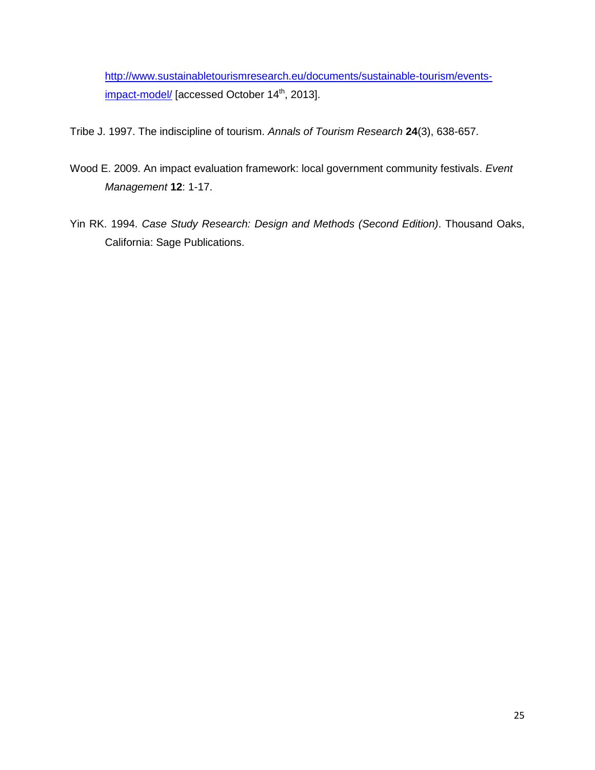http://www.sustainabletourismresearch.eu/documents/sustainable-tourism/events-impact-model/ [accessed October 14th, 2013].

Tribe J. 1997. The indiscipline of tourism. *Annals of Tourism Research* **24**(3), 638-657.

Wood E. 2009. An impact evaluation framework: local government community festivals. *Event Management* **12**: 1-17.

Yin RK. 1994. *Case Study Research: Design and Methods (Second Edition)*. Thousand Oaks, California: Sage Publications.